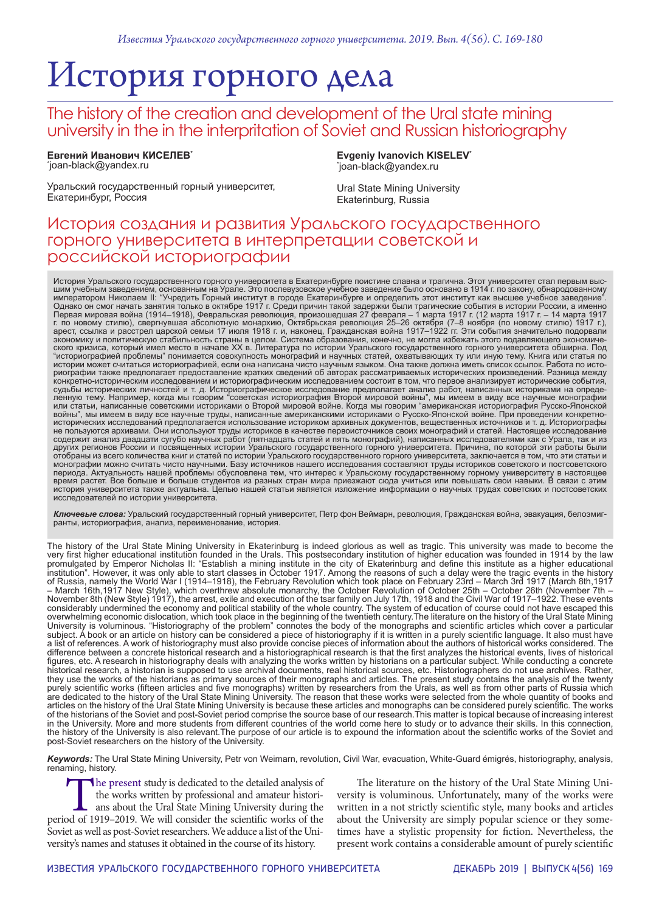# История горного дела

## The history of the creation and development of the Ural state mining university in the in the interpritation of Soviet and Russian historiography

**Евгений Иванович КИСЕЛЕВ***
*joan-black@yandex.ru

Уральский государственный горный университет, Екатеринбург, Россия

**Evgeniy Ivanovich KISELEV***
*joan-black@yandex.ru

Ural State Mining University
Ekaterinburg, Russia

## История создания и развития Уральского государственного горного университета в интерпретации советской и российской историографии

История Уральского государственного горного университета в Екатеринбурге поистине славна и трагична. Этот университет стал первым высшим учебным заведением, основанным на Урале. Это послевузовское учебное заведение было основано в 1914 г. по закону, обнародованному императором Николаем II: "Учредить Горный институт в городе Екатеринбурге и определить этот институт как высшее учебное заведение". Однако он смог начать занятия только в октябре 1917 г. Среди причин такой задержки были трагические события в истории России, а именно Первая мировая война (1914–1918), Февральская революция, произошедшая 27 февраля – 1 марта 1917 г. (12 марта 1917 г. – 14 марта 1917 г. по новому стилю), свергнувшая абсолютную монархию, Октябрьская революция 25–26 октября (7–8 ноября (по новому стилю) 1917 г.), арест, ссылка и расстрел царской семьи 17 июля 1918 г. и, наконец, Гражданская война 1917–1922 гг. Эти события значительно подорвали экономику и политическую стабильность страны в целом. Система образования, конечно, не могла избежать этого подавляющего экономического кризиса, который имел место в начале XX в. Литература по истории Уральского государственного горного университета обширна. Под "историографией проблемы" понимается совокупность монографий и научных статей, охватывающих ту или иную тему. Книга или статья по истории может считаться историографией, если она написана чисто научным языком. Она также должна иметь список ссылок. Работа по историографии также предполагает предоставление кратких сведений об авторах рассматриваемых исторических произведений. Разница между конкретно-историческим исследованием и историографическим исследованием состоит в том, что первое анализирует исторические события, судьбы исторических личностей и т. д. Историографическое исследование предполагает анализ работ, написанных историками на определенную тему. Например, когда мы говорим "советская историография Второй мировой войны", мы имеем в виду все научные монографии или статьи, написанные советскими историками о Второй мировой войне. Когда мы говорим "американская историография Русско-Японской войны", мы имеем в виду все научные труды, написанные американскими историками о Русско-Японской войне. При проведении конкретно-исторических исследований предполагается использование историком архивных документов, вещественных источников и т. д. Историографы не пользуются архивами. Они используют труды историков в качестве первоисточников своих монографий и статей. Настоящее исследование содержит анализ двадцати сугубо научных работ (пятнадцать статей и пять монографий), написанных исследователями как с Урала, так и из других регионов России и посвященных истории Уральского государственного горного университета. Причина, по которой эти работы были отобраны из всего количества книг и статей по истории Уральского государственного горного университета, заключается в том, что эти статьи и монографии можно считать чисто научными. Базу источников нашего исследования составляют труды историков советского и постсоветского периода. Актуальность нашей проблемы обусловлена тем, что интерес к Уральскому государственному горному университету в настоящее время растет. Все больше и больше студентов из разных стран мира приезжают сюда учиться или повышать свои навыки. В связи с этим история университета также актуальна. Целью нашей статьи является изложение информации о научных трудах советских и постсоветских исследователей по истории университета.

***Ключевые слова:*** Уральский государственный горный университет, Петр фон Веймарн, революция, Гражданская война, эвакуация, белоэмигранты, историография, анализ, переименование, история.

The history of the Ural State Mining University in Ekaterinburg is indeed glorious as well as tragic. This university was made to become the very first higher educational institution founded in the Urals. This postsecondary institution of higher education was founded in 1914 by the law promulgated by Emperor Nicholas II: "Establish a mining institute in the city of Ekaterinburg and define this institute as a higher educational institution". However, it was only able to start classes in October 1917. Among the reasons of such a delay were the tragic events in the history of Russia, namely the World War I (1914–1918), the February Revolution which took place on February 23rd – March 3rd 1917 (March 8th,1917 – March 16th,1917 New Style), which overthrew absolute monarchy, the October Revolution of October 25th – October 26th (November 7th – November 8th (New Style) 1917), the arrest, exile and execution of the tsar family on July 17th, 1918 and the Civil War of 1917–1922. These events considerably undermined the economy and political stability of the whole country. The system of education of course could not have escaped this overwhelming economic dislocation, which took place in the beginning of the twentieth century.The literature on the history of the Ural State Mining University is voluminous. "Historiography of the problem" connotes the body of the monographs and scientific articles which cover a particular subject. A book or an article on history can be considered a piece of historiography if it is written in a purely scientific language. It also must have a list of references. A work of historiography must also provide concise pieces of information about the authors of historical works considered. The difference between a concrete historical research and a historiographical research is that the first analyzes the historical events, lives of historical figures, etc. A research in historiography deals with analyzing the works written by historians on a particular subject. While conducting a concrete historical research, a historian is supposed to use archival documents, real historical sources, etc. Historiographers do not use archives. Rather, they use the works of the historians as primary sources of their monographs and articles. The present study contains the analysis of the twenty purely scientific works (fifteen articles and five monographs) written by researchers from the Urals, as well as from other parts of Russia which are dedicated to the history of the Ural State Mining University. The reason that these works were selected from the whole quantity of books and articles on the history of the Ural State Mining University is because these articles and monographs can be considered purely scientific. The works of the historians of the Soviet and post-Soviet period comprise the source base of our research.This matter is topical because of increasing interest in the University. More and more students from different countries of the world come here to study or to advance their skills. In this connection, the history of the University is also relevant.The purpose of our article is to expound the information about the scientific works of the Soviet and post-Soviet researchers on the history of the University.

***Keywords:*** The Ural State Mining University, Petr von Weimarn, revolution, Civil War, evacuation, White-Guard émigrés, historiography, analysis, renaming, history.

The present study is dedicated to the detailed analysis of the works written by professional and amateur historians about the Ural State Mining University during the period of 1919–2019. We will consider the scientific works of the Soviet as well as post-Soviet researchers. We adduce a list of the University's names and statuses it obtained in the course of its history.

The literature on the history of the Ural State Mining University is voluminous. Unfortunately, many of the works were written in a not strictly scientific style, many books and articles about the University are simply popular science or they sometimes have a stylistic propensity for fiction. Nevertheless, the present work contains a considerable amount of purely scientific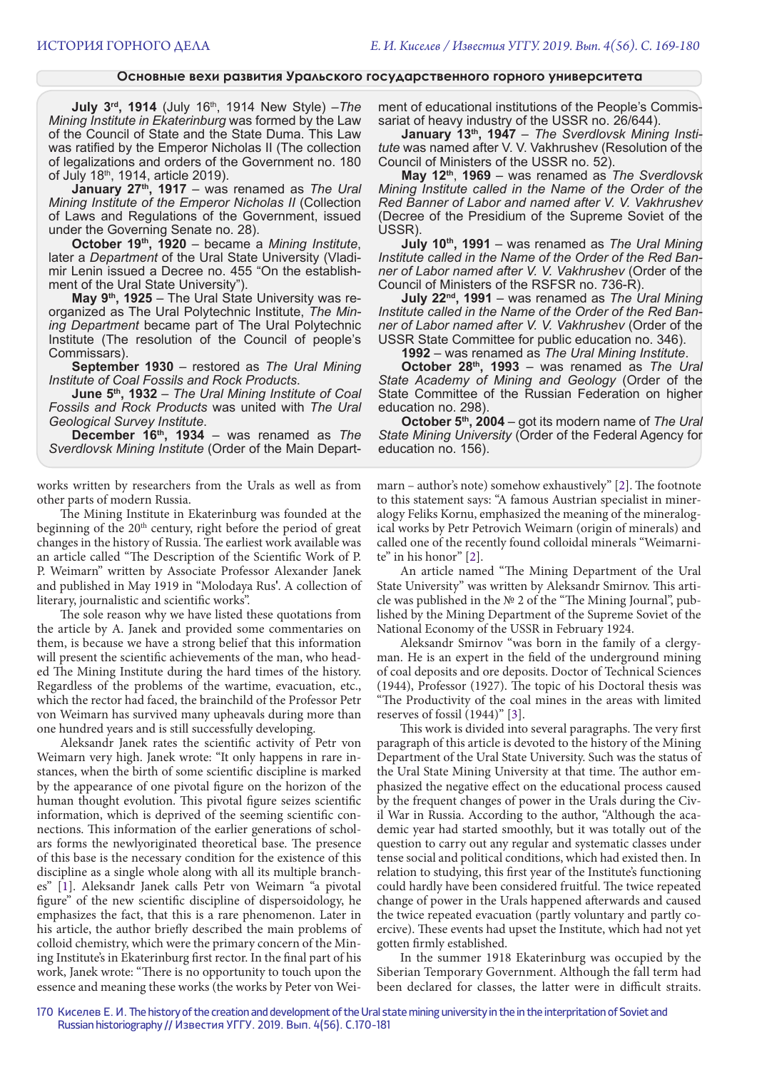### Основные вехи развития Уральского государственного горного университета

**July 3[rd], 1914** (July 16[th], 1914 New Style) –*The Mining Institute in Ekaterinburg* was formed by the Law of the Council of State and the State Duma. This Law was ratified by the Emperor Nicholas II (The collection of legalizations and orders of the Government no. 180 of July 18[th], 1914, article 2019).

**January 27[th], 1917** – was renamed as *The Ural Mining Institute of the Emperor Nicholas II* (Collection of Laws and Regulations of the Government, issued under the Governing Senate no. 28).

**October 19[th], 1920** – became a *Mining Institute*, later a *Department* of the Ural State University (Vladimir Lenin issued a Decree no. 455 "On the establishment of the Ural State University").

**May 9[th], 1925** – The Ural State University was reorganized as The Ural Polytechnic Institute, *The Mining Department* became part of The Ural Polytechnic Institute (The resolution of the Council of people's Commissars).

**September 1930** – restored as *The Ural Mining Institute of Coal Fossils and Rock Products*.

**June 5[th], 1932** – *The Ural Mining Institute of Coal Fossils and Rock Products* was united with *The Ural Geological Survey Institute*.

**December 16[th], 1934** – was renamed as *The Sverdlovsk Mining Institute* (Order of the Main Department of educational institutions of the People's Commissariat of heavy industry of the USSR no. 26/644).

**January 13[th], 1947** – *The Svedlovsk Mining Institute* was named after V. V. Vakhrushev (Resolution of the Council of Ministers of the USSR no. 52).

**May 12[th], 1969** – was renamed as *The Sverdlovsk Mining Institute called in the Name of the Order of the Red Banner of Labor and named after V. V. Vakhrushev* (Decree of the Presidium of the Supreme Soviet of the USSR).

**July 10[th], 1991** – was renamed as *The Ural Mining Institute called in the Name of the Order of the Red Banner of Labor named after V. V. Vakhrushev* (Order of the Council of Ministers of the RSFSR no. 736-R).

**July 22[nd], 1991** – was renamed as *The Ural Mining Institute called in the Name of the Order of the Red Banner of Labor named after V. V. Vakhrushev* (Order of the USSR State Committee for public education no. 346).

**1992** – was renamed as *The Ural Mining Institute*.

**October 28[th], 1993** – was renamed as *The Ural State Academy of Mining and Geology* (Order of the State Committee of the Russian Federation on higher education no. 298).

**October 5[th], 2004** – got its modern name of *The Ural State Mining University* (Order of the Federal Agency for education no. 156).

works written by researchers from the Urals as well as from other parts of modern Russia.

The Mining Institute in Ekaterinburg was founded at the beginning of the 20[th] century, right before the period of great changes in the history of Russia. The earliest work available was an article called "The Description of the Scientific Work of P. P. Weimarn" written by Associate Professor Alexander Janek and published in May 1919 in "Molodaya Rus'. A collection of literary, journalistic and scientific works".

The sole reason why we have listed these quotations from the article by A. Janek and provided some commentaries on them, is because we have a strong belief that this information will present the scientific achievements of the man, who headed The Mining Institute during the hard times of the history. Regardless of the problems of the wartime, evacuation, etc., which the rector had faced, the brainchild of the Professor Petr von Weimarn has survived many upheavals during more than one hundred years and is still successfully developing.

Aleksandr Janek rates the scientific activity of Petr von Weimarn very high. Janek wrote: "It only happens in rare instances, when the birth of some scientific discipline is marked by the appearance of one pivotal figure on the horizon of the human thought evolution. This pivotal figure seizes scientific information, which is deprived of the seeming scientific connections. This information of the earlier generations of scholars forms the newlyoriginated theoretical base. The presence of this base is the necessary condition for the existence of this discipline as a single whole along with all its multiple branches" [1]. Aleksandr Janek calls Petr von Weimarn "a pivotal figure" of the new scientific discipline of dispersoidology, he emphasizes the fact, that this is a rare phenomenon. Later in his article, the author briefly described the main problems of colloid chemistry, which were the primary concern of the Mining Institute's in Ekaterinburg first rector. In the final part of his work, Janek wrote: "There is no opportunity to touch upon the essence and meaning these works (the works by Peter von Weimarn – author's note) somehow exhaustively" [2]. The footnote to this statement says: "A famous Austrian specialist in mineralogy Feliks Kornu, emphasized the meaning of the mineralogical works by Petr Petrovich Weimarn (origin of minerals) and called one of the recently found colloidal minerals "Weimarnite" in his honor" [2].

An article named "The Mining Department of the Ural State University" was written by Aleksandr Smirnov. This article was published in the № 2 of the "The Mining Journal", published by the Mining Department of the Supreme Soviet of the National Economy of the USSR in February 1924.

Aleksandr Smirnov "was born in the family of a clergyman. He is an expert in the field of the underground mining of coal deposits and ore deposits. Doctor of Technical Sciences (1944), Professor (1927). The topic of his Doctoral thesis was "The Productivity of the coal mines in the areas with limited reserves of fossil (1944)" [3].

This work is divided into several paragraphs. The very first paragraph of this article is devoted to the history of the Mining Department of the Ural State University. Such was the status of the Ural State Mining University at that time. The author emphasized the negative effect on the educational process caused by the frequent changes of power in the Urals during the Civil War in Russia. According to the author, "Although the academic year had started smoothly, but it was totally out of the question to carry out any regular and systematic classes under tense social and political conditions, which had existed then. In relation to studying, this first year of the Institute's functioning could hardly have been considered fruitful. The twice repeated change of power in the Urals happened afterwards and caused the twice repeated evacuation (partly voluntary and partly coercive). These events had upset the Institute, which had not yet gotten firmly established.

In the summer 1918 Ekaterinburg was occupied by the Siberian Temporary Government. Although the fall term had been declared for classes, the latter were in difficult straits.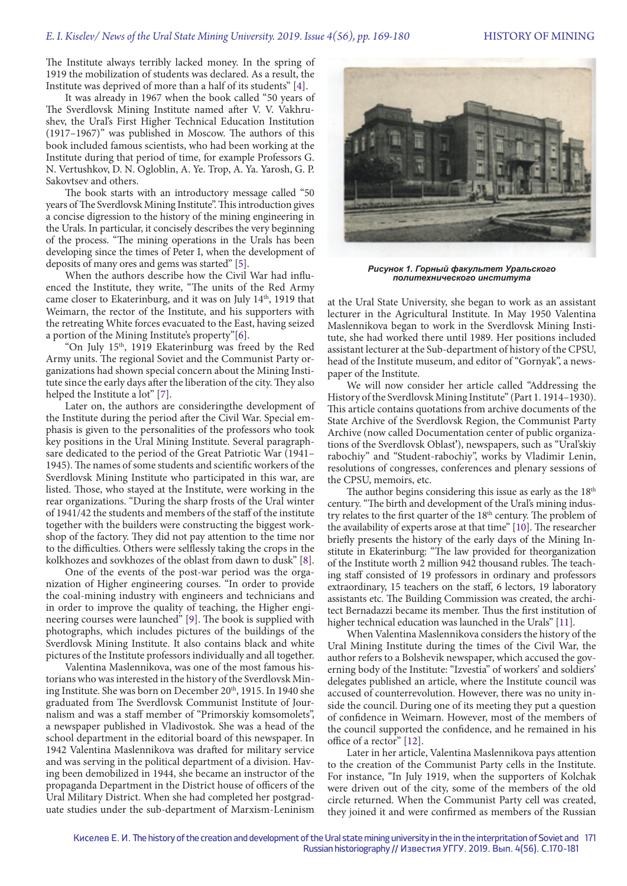The Institute always terribly lacked money. In the spring of 1919 the mobilization of students was declared. As a result, the Institute was deprived of more than a half of its students" [4].

It was already in 1967 when the book called "50 years of The Sverdlovsk Mining Institute named after V. V. Vakhrushev, the Ural's First Higher Technical Education Institution (1917–1967)" was published in Moscow. The authors of this book included famous scientists, who had been working at the Institute during that period of time, for example Professors G. N. Vertushkov, D. N. Ogloblin, A. Ye. Trop, A. Ya. Yarosh, G. P. Sakovtsev and others.

The book starts with an introductory message called "50 years of The Sverdlovsk Mining Institute". This introduction gives a concise digression to the history of the mining engineering in the Urals. In particular, it concisely describes the very beginning of the process. "The mining operations in the Urals has been developing since the times of Peter I, when the development of deposits of many ores and gems was started" [5].

When the authors describe how the Civil War had influenced the Institute, they write, "The units of the Red Army came closer to Ekaterinburg, and it was on July 14th, 1919 that Weimarn, the rector of the Institute, and his supporters with the retreating White forces evacuated to the East, having seized a portion of the Mining Institute's property"[6].

"On July 15th, 1919 Ekaterinburg was freed by the Red Army units. The regional Soviet and the Communist Party organizations had shown special concern about the Mining Institute since the early days after the liberation of the city. They also helped the Institute a lot" [7].

Later on, the authors are consideringthe development of the Institute during the period after the Civil War. Special emphasis is given to the personalities of the professors who took key positions in the Ural Mining Institute. Several paragraphsare dedicated to the period of the Great Patriotic War (1941–1945). The names of some students and scientific workers of the Sverdlovsk Mining Institute who participated in this war, are listed. Those, who stayed at the Institute, were working in the rear organizations. "During the sharp frosts of the Ural winter of 1941/42 the students and members of the staff of the institute together with the builders were constructing the biggest workshop of the factory. They did not pay attention to the time nor to the difficulties. Others were selflessly taking the crops in the kolkhozes and sovkhozes of the oblast from dawn to dusk" [8].

One of the events of the post-war period was the organization of Higher engineering courses. "In order to provide the coal-mining industry with engineers and technicians and in order to improve the quality of teaching, the Higher engineering courses were launched" [9]. The book is supplied with photographs, which includes pictures of the buildings of the Sverdlovsk Mining Institute. It also contains black and white pictures of the Institute professors individually and all together.

Valentina Maslennikova, was one of the most famous historians who was interested in the history of the Sverdlovsk Mining Institute. She was born on December 20th, 1915. In 1940 she graduated from The Sverdlovsk Communist Institute of Journalism and was a staff member of "Primorskiy komsomolets", a newspaper published in Vladivostok. She was a head of the school department in the editorial board of this newspaper. In 1942 Valentina Maslennikova was drafted for military service and was serving in the political department of a division. Having been demobilized in 1944, she became an instructor of the propaganda Department in the District house of officers of the Ural Military District. When she had completed her postgraduate studies under the sub-department of Marxism-Leninism at the Ural State University, she began to work as an assistant lecturer in the Agricultural Institute. In May 1950 Valentina Maslennikova began to work in the Sverdlovsk Mining Institute, she had worked there until 1989. Her positions included assistant lecturer at the Sub-department of history of the CPSU, head of the Institute museum, and editor of "Gornyak", a newspaper of the Institute.

*Рисунок 1. Горный факультет Уральского политехнического института*

We will now consider her article called "Addressing the History of the Sverdlovsk Mining Institute" (Part 1. 1914–1930). This article contains quotations from archive documents of the State Archive of the Sverdlovsk Region, the Communist Party Archive (now called Documentation center of public organizations of the Sverdlovsk Oblast'), newspapers, such as "Ural'skiy rabochiy" and "Student-rabochiy", works by Vladimir Lenin, resolutions of congresses, conferences and plenary sessions of the CPSU, memoirs, etc.

The author begins considering this issue as early as the 18th century. "The birth and development of the Ural's mining industry relates to the first quarter of the 18th century. The problem of the availability of experts arose at that time" [10]. The researcher briefly presents the history of the early days of the Mining Institute in Ekaterinburg: "The law provided for theorganization of the Institute worth 2 million 942 thousand rubles. The teaching staff consisted of 19 professors in ordinary and professors extraordinary, 15 teachers on the staff, 6 lectors, 19 laboratory assistants etc. The Building Commission was created, the architect Bernadazzi became its member. Thus the first institution of higher technical education was launched in the Urals" [11].

When Valentina Maslennikova considers the history of the Ural Mining Institute during the times of the Civil War, the author refers to a Bolshevik newspaper, which accused the governing body of the Institute: "Izvestia" of workers' and soldiers' delegates published an article, where the Institute council was accused of counterrevolution. However, there was no unity inside the council. During one of its meeting they put a question of confidence in Weimarn. However, most of the members of the council supported the confidence, and he remained in his office of a rector" [12].

Later in her article, Valentina Maslennikova pays attention to the creation of the Communist Party cells in the Institute. For instance, "In July 1919, when the supporters of Kolchak were driven out of the city, some of the members of the old circle returned. When the Communist Party cell was created, they joined it and were confirmed as members of the Russian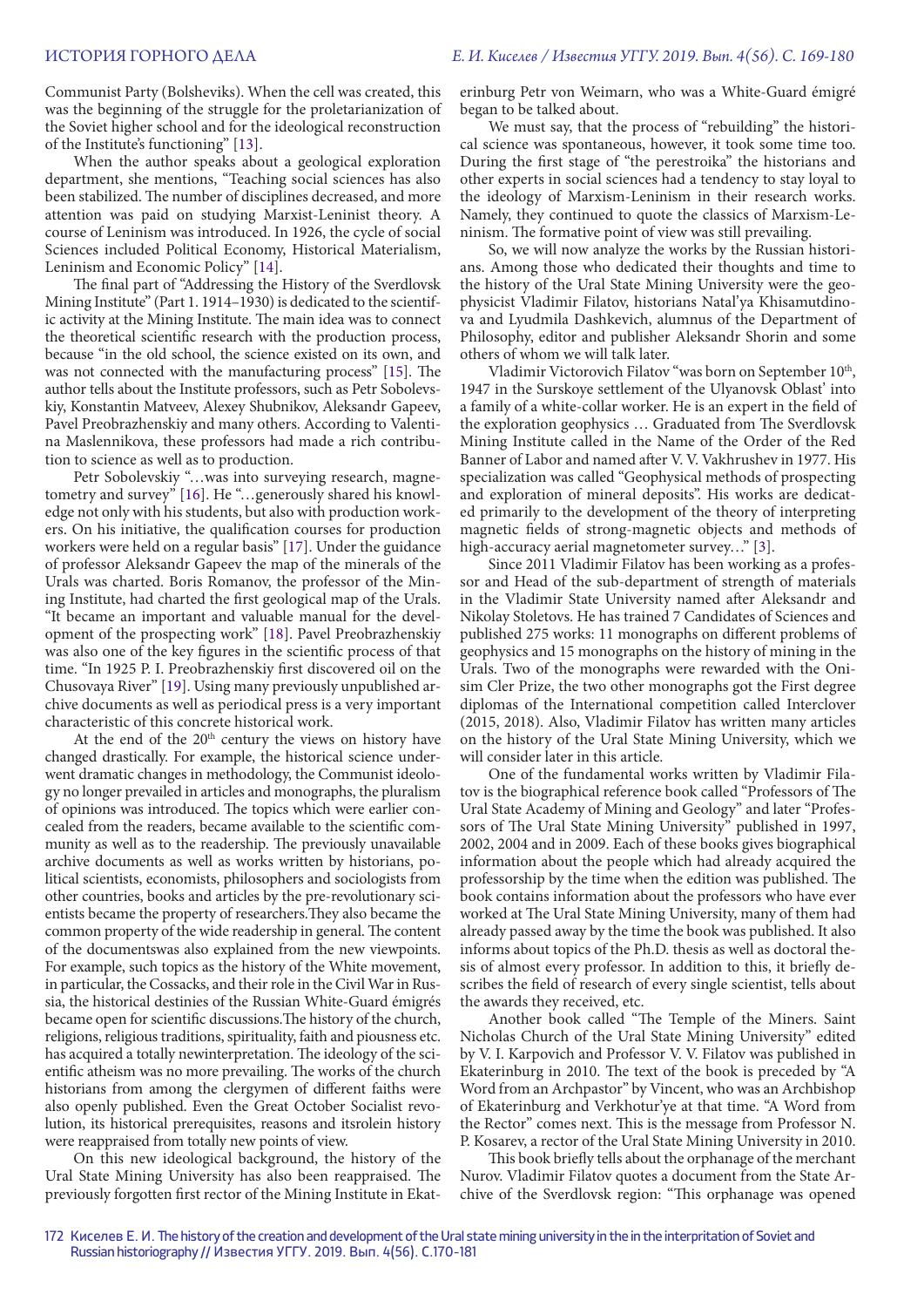Communist Party (Bolsheviks). When the cell was created, this was the beginning of the struggle for the proletarianization of the Soviet higher school and for the ideological reconstruction of the Institute's functioning" [13].

When the author speaks about a geological exploration department, she mentions, "Teaching social sciences has also been stabilized. The number of disciplines decreased, and more attention was paid on studying Marxist-Leninist theory. A course of Leninism was introduced. In 1926, the cycle of social Sciences included Political Economy, Historical Materialism, Leninism and Economic Policy" [14].

The final part of "Addressing the History of the Sverdlovsk Mining Institute" (Part 1. 1914–1930) is dedicated to the scientific activity at the Mining Institute. The main idea was to connect the theoretical scientific research with the production process, because "in the old school, the science existed on its own, and was not connected with the manufacturing process" [15]. The author tells about the Institute professors, such as Petr Sobolevskiy, Konstantin Matveev, Alexey Shubnikov, Aleksandr Gapeev, Pavel Preobrazhenskiy and many others. According to Valentina Maslennikova, these professors had made a rich contribution to science as well as to production.

Petr Sobolevskiy "…was into surveying research, magnetometry and survey" [16]. He "…generously shared his knowledge not only with his students, but also with production workers. On his initiative, the qualification courses for production workers were held on a regular basis" [17]. Under the guidance of professor Aleksandr Gapeev the map of the minerals of the Urals was charted. Boris Romanov, the professor of the Mining Institute, had charted the first geological map of the Urals. "It became an important and valuable manual for the development of the prospecting work" [18]. Pavel Preobrazhenskiy was also one of the key figures in the scientific process of that time. "In 1925 P. I. Preobrazhenskiy first discovered oil on the Chusovaya River" [19]. Using many previously unpublished archive documents as well as periodical press is a very important characteristic of this concrete historical work.

At the end of the 20th century the views on history have changed drastically. For example, the historical science underwent dramatic changes in methodology, the Communist ideology no longer prevailed in articles and monographs, the pluralism of opinions was introduced. The topics which were earlier concealed from the readers, became available to the scientific community as well as to the readership. The previously unavailable archive documents as well as works written by historians, political scientists, economists, philosophers and sociologists from other countries, books and articles by the pre-revolutionary scientists became the property of researchers.They also became the common property of the wide readership in general. The content of the documentswas also explained from the new viewpoints. For example, such topics as the history of the White movement, in particular, the Cossacks, and their role in the Civil War in Russia, the historical destinies of the Russian White-Guard émigrés became open for scientific discussions.The history of the church, religions, religious traditions, spirituality, faith and piousness etc. has acquired a totally newinterpretation. The ideology of the scientific atheism was no more prevailing. The works of the church historians from among the clergymen of different faiths were also openly published. Even the Great October Socialist revolution, its historical prerequisites, reasons and itsrolein history were reappraised from totally new points of view.

On this new ideological background, the history of the Ural State Mining University has also been reappraised. The previously forgotten first rector of the Mining Institute in Ekaterinburg Petr von Weimarn, who was a White-Guard émigré began to be talked about.

We must say, that the process of "rebuilding" the historical science was spontaneous, however, it took some time too. During the first stage of "the perestroika" the historians and other experts in social sciences had a tendency to stay loyal to the ideology of Marxism-Leninism in their research works. Namely, they continued to quote the classics of Marxism-Leninism. The formative point of view was still prevailing.

So, we will now analyze the works by the Russian historians. Among those who dedicated their thoughts and time to the history of the Ural State Mining University were the geophysicist Vladimir Filatov, historians Natal'ya Khisamutdinova and Lyudmila Dashkevich, alumnus of the Department of Philosophy, editor and publisher Aleksandr Shorin and some others of whom we will talk later.

Vladimir Victorovich Filatov "was born on September 10th, 1947 in the Surskoye settlement of the Ulyanovsk Oblast' into a family of a white-collar worker. He is an expert in the field of the exploration geophysics … Graduated from The Sverdlovsk Mining Institute called in the Name of the Order of the Red Banner of Labor and named after V. V. Vakhrushev in 1977. His specialization was called "Geophysical methods of prospecting and exploration of mineral deposits". His works are dedicated primarily to the development of the theory of interpreting magnetic fields of strong-magnetic objects and methods of high-accuracy aerial magnetometer survey…" [3].

Since 2011 Vladimir Filatov has been working as a professor and Head of the sub-department of strength of materials in the Vladimir State University named after Aleksandr and Nikolay Stoletovs. He has trained 7 Candidates of Sciences and published 275 works: 11 monographs on different problems of geophysics and 15 monographs on the history of mining in the Urals. Two of the monographs were rewarded with the Onisim Cler Prize, the two other monographs got the First degree diplomas of the International competition called Interclover (2015, 2018). Also, Vladimir Filatov has written many articles on the history of the Ural State Mining University, which we will consider later in this article.

One of the fundamental works written by Vladimir Filatov is the biographical reference book called "Professors of The Ural State Academy of Mining and Geology" and later "Professors of The Ural State Mining University" published in 1997, 2002, 2004 and in 2009. Each of these books gives biographical information about the people which had already acquired the professorship by the time when the edition was published. The book contains information about the professors who have ever worked at The Ural State Mining University, many of them had already passed away by the time the book was published. It also informs about topics of the Ph.D. thesis as well as doctoral thesis of almost every professor. In addition to this, it briefly describes the field of research of every single scientist, tells about the awards they received, etc.

Another book called "The Temple of the Miners. Saint Nicholas Church of the Ural State Mining University" edited by V. I. Karpovich and Professor V. V. Filatov was published in Ekaterinburg in 2010. The text of the book is preceded by "A Word from an Archpastor" by Vincent, who was an Archbishop of Ekaterinburg and Verkhotur'ye at that time. "A Word from the Rector" comes next. This is the message from Professor N. P. Kosarev, a rector of the Ural State Mining University in 2010.

This book briefly tells about the orphanage of the merchant Nurov. Vladimir Filatov quotes a document from the State Archive of the Sverdlovsk region: "This orphanage was opened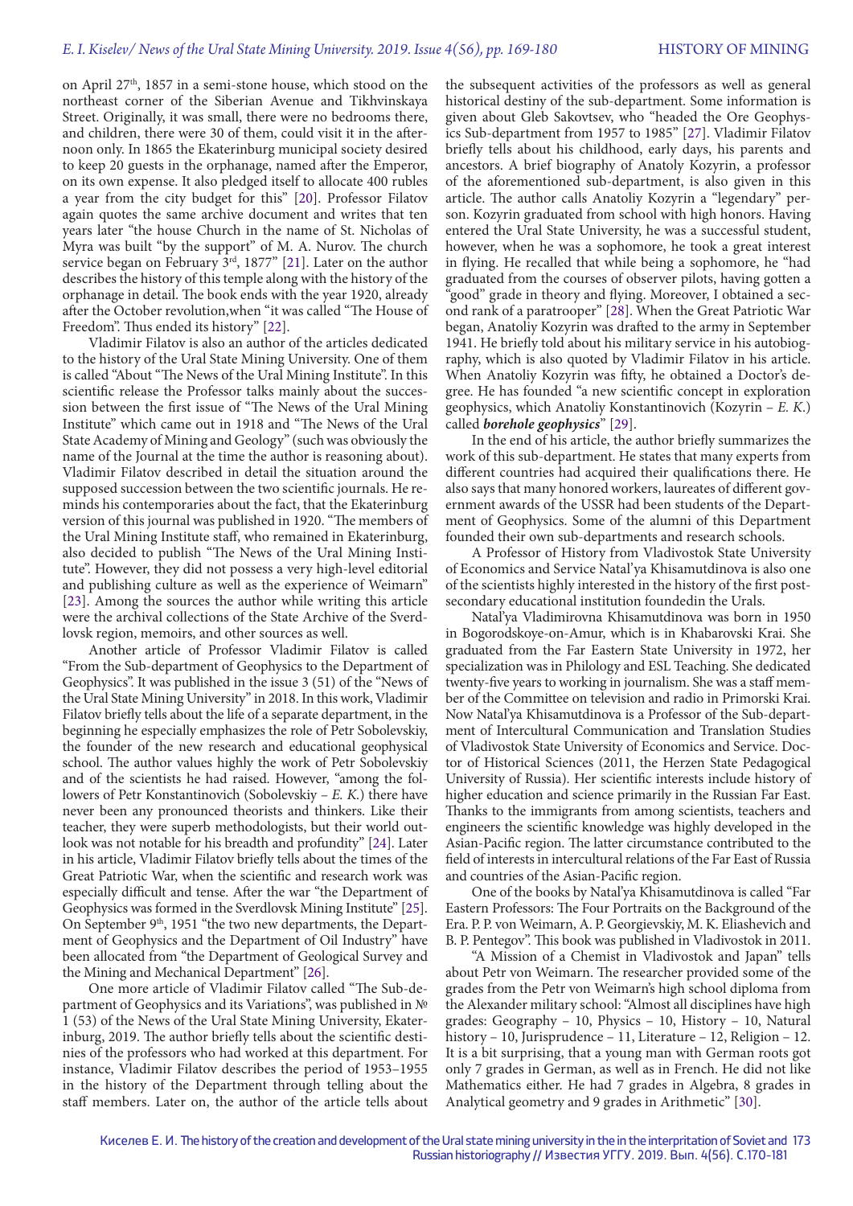on April 27th, 1857 in a semi-stone house, which stood on the northeast corner of the Siberian Avenue and Tikhvinskaya Street. Originally, it was small, there were no bedrooms there, and children, there were 30 of them, could visit it in the afternoon only. In 1865 the Ekaterinburg municipal society desired to keep 20 guests in the orphanage, named after the Emperor, on its own expense. It also pledged itself to allocate 400 rubles a year from the city budget for this" [20]. Professor Filatov again quotes the same archive document and writes that ten years later "the house Church in the name of St. Nicholas of Myra was built "by the support" of M. A. Nurov. The church service began on February 3rd, 1877" [21]. Later on the author describes the history of this temple along with the history of the orphanage in detail. The book ends with the year 1920, already after the October revolution,when "it was called "The House of Freedom". Thus ended its history" [22].

Vladimir Filatov is also an author of the articles dedicated to the history of the Ural State Mining University. One of them is called "About "The News of the Ural Mining Institute". In this scientific release the Professor talks mainly about the succession between the first issue of "The News of the Ural Mining Institute" which came out in 1918 and "The News of the Ural State Academy of Mining and Geology" (such was obviously the name of the Journal at the time the author is reasoning about). Vladimir Filatov described in detail the situation around the supposed succession between the two scientific journals. He reminds his contemporaries about the fact, that the Ekaterinburg version of this journal was published in 1920. "The members of the Ural Mining Institute staff, who remained in Ekaterinburg, also decided to publish "The News of the Ural Mining Institute". However, they did not possess a very high-level editorial and publishing culture as well as the experience of Weimarn" [23]. Among the sources the author while writing this article were the archival collections of the State Archive of the Sverdlovsk region, memoirs, and other sources as well.

Another article of Professor Vladimir Filatov is called "From the Sub-department of Geophysics to the Department of Geophysics". It was published in the issue 3 (51) of the "News of the Ural State Mining University" in 2018. In this work, Vladimir Filatov briefly tells about the life of a separate department, in the beginning he especially emphasizes the role of Petr Sobolevskiy, the founder of the new research and educational geophysical school. The author values highly the work of Petr Sobolevskiy and of the scientists he had raised. However, "among the followers of Petr Konstantinovich (Sobolevskiy – *E. K.*) there have never been any pronounced theorists and thinkers. Like their teacher, they were superb methodologists, but their world outlook was not notable for his breadth and profundity" [24]. Later in his article, Vladimir Filatov briefly tells about the times of the Great Patriotic War, when the scientific and research work was especially difficult and tense. After the war "the Department of Geophysics was formed in the Sverdlovsk Mining Institute" [25]. On September 9th, 1951 "the two new departments, the Department of Geophysics and the Department of Oil Industry" have been allocated from "the Department of Geological Survey and the Mining and Mechanical Department" [26].

One more article of Vladimir Filatov called "The Sub-department of Geophysics and its Variations", was published in № 1 (53) of the News of the Ural State Mining University, Ekaterinburg, 2019. The author briefly tells about the scientific destinies of the professors who had worked at this department. For instance, Vladimir Filatov describes the period of 1953–1955 in the history of the Department through telling about the staff members. Later on, the author of the article tells about the subsequent activities of the professors as well as general historical destiny of the sub-department. Some information is given about Gleb Sakovtsev, who "headed the Ore Geophysics Sub-department from 1957 to 1985" [27]. Vladimir Filatov briefly tells about his childhood, early days, his parents and ancestors. A brief biography of Anatoly Kozyrin, a professor of the aforementioned sub-department, is also given in this article. The author calls Anatoliy Kozyrin a "legendary" person. Kozyrin graduated from school with high honors. Having entered the Ural State University, he was a successful student, however, when he was a sophomore, he took a great interest in flying. He recalled that while being a sophomore, he "had graduated from the courses of observer pilots, having gotten a "good" grade in theory and flying. Moreover, I obtained a second rank of a paratrooper" [28]. When the Great Patriotic War began, Anatoliy Kozyrin was drafted to the army in September 1941. He briefly told about his military service in his autobiography, which is also quoted by Vladimir Filatov in his article. When Anatoliy Kozyrin was fifty, he obtained a Doctor's degree. He has founded "a new scientific concept in exploration geophysics, which Anatoliy Konstantinovich (Kozyrin – *E. K.*) called ***borehole geophysics***" [29].

In the end of his article, the author briefly summarizes the work of this sub-department. He states that many experts from different countries had acquired their qualifications there. He also says that many honored workers, laureates of different government awards of the USSR had been students of the Department of Geophysics. Some of the alumni of this Department founded their own sub-departments and research schools.

A Professor of History from Vladivostok State University of Economics and Service Natal'ya Khisamutdinova is also one of the scientists highly interested in the history of the first post-secondary educational institution foundedin the Urals.

Natal'ya Vladimirovna Khisamutdinova was born in 1950 in Bogorodskoye-on-Amur, which is in Khabarovski Krai. She graduated from the Far Eastern State University in 1972, her specialization was in Philology and ESL Teaching. She dedicated twenty-five years to working in journalism. She was a staff member of the Committee on television and radio in Primorski Krai. Now Natal'ya Khisamutdinova is a Professor of the Sub-department of Intercultural Communication and Translation Studies of Vladivostok State University of Economics and Service. Doctor of Historical Sciences (2011, the Herzen State Pedagogical University of Russia). Her scientific interests include history of higher education and science primarily in the Russian Far East. Thanks to the immigrants from among scientists, teachers and engineers the scientific knowledge was highly developed in the Asian-Pacific region. The latter circumstance contributed to the field of interests in intercultural relations of the Far East of Russia and countries of the Asian-Pacific region.

One of the books by Natal'ya Khisamutdinova is called "Far Eastern Professors: The Four Portraits on the Background of the Era. P. P. von Weimarn, A. P. Georgievskiy, M. K. Eliashevich and B. P. Pentegov". This book was published in Vladivostok in 2011.

"A Mission of a Chemist in Vladivostok and Japan" tells about Petr von Weimarn. The researcher provided some of the grades from the Petr von Weimarn's high school diploma from the Alexander military school: "Almost all disciplines have high grades: Geography – 10, Physics – 10, History – 10, Natural history – 10, Jurisprudence – 11, Literature – 12, Religion – 12. It is a bit surprising, that a young man with German roots got only 7 grades in German, as well as in French. He did not like Mathematics either. He had 7 grades in Algebra, 8 grades in Analytical geometry and 9 grades in Arithmetic" [30].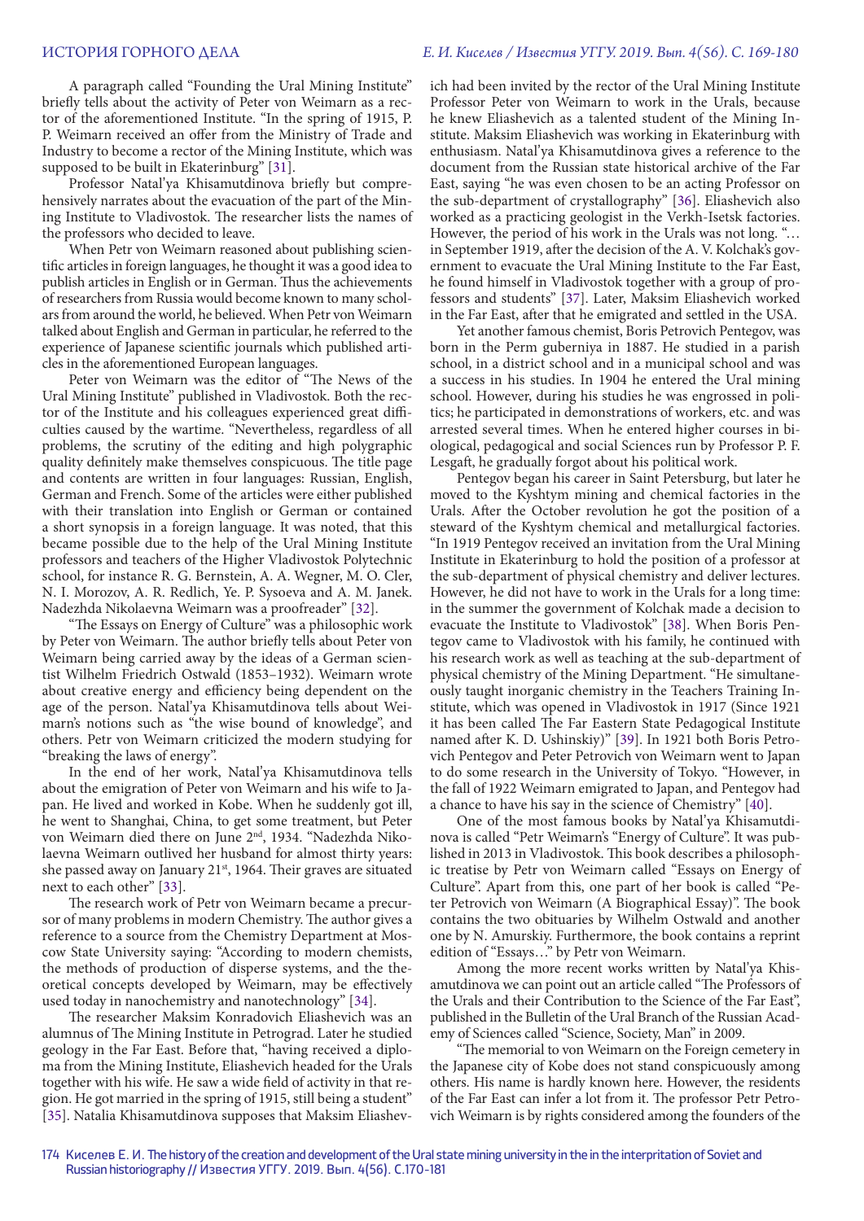A paragraph called "Founding the Ural Mining Institute" briefly tells about the activity of Peter von Weimarn as a rector of the aforementioned Institute. "In the spring of 1915, P. P. Weimarn received an offer from the Ministry of Trade and Industry to become a rector of the Mining Institute, which was supposed to be built in Ekaterinburg" [31].

Professor Natal'ya Khisamutdinova briefly but comprehensively narrates about the evacuation of the part of the Mining Institute to Vladivostok. The researcher lists the names of the professors who decided to leave.

When Petr von Weimarn reasoned about publishing scientific articles in foreign languages, he thought it was a good idea to publish articles in English or in German. Thus the achievements of researchers from Russia would become known to many scholars from around the world, he believed. When Petr von Weimarn talked about English and German in particular, he referred to the experience of Japanese scientific journals which published articles in the aforementioned European languages.

Peter von Weimarn was the editor of "The News of the Ural Mining Institute" published in Vladivostok. Both the rector of the Institute and his colleagues experienced great difficulties caused by the wartime. "Nevertheless, regardless of all problems, the scrutiny of the editing and high polygraphic quality definitely make themselves conspicuous. The title page and contents are written in four languages: Russian, English, German and French. Some of the articles were either published with their translation into English or German or contained a short synopsis in a foreign language. It was noted, that this became possible due to the help of the Ural Mining Institute professors and teachers of the Higher Vladivostok Polytechnic school, for instance R. G. Bernstein, A. A. Wegner, M. O. Cler, N. I. Morozov, A. R. Redlich, Ye. P. Sysoeva and A. M. Janek. Nadezhda Nikolaevna Weimarn was a proofreader" [32].

"The Essays on Energy of Culture" was a philosophic work by Peter von Weimarn. The author briefly tells about Peter von Weimarn being carried away by the ideas of a German scientist Wilhelm Friedrich Ostwald (1853–1932). Weimarn wrote about creative energy and efficiency being dependent on the age of the person. Natal'ya Khisamutdinova tells about Weimarn's notions such as "the wise bound of knowledge", and others. Petr von Weimarn criticized the modern studying for "breaking the laws of energy".

In the end of her work, Natal'ya Khisamutdinova tells about the emigration of Peter von Weimarn and his wife to Japan. He lived and worked in Kobe. When he suddenly got ill, he went to Shanghai, China, to get some treatment, but Peter von Weimarn died there on June 2nd, 1934. "Nadezhda Nikolaevna Weimarn outlived her husband for almost thirty years: she passed away on January 21st, 1964. Their graves are situated next to each other" [33].

The research work of Petr von Weimarn became a precursor of many problems in modern Chemistry. The author gives a reference to a source from the Chemistry Department at Moscow State University saying: "According to modern chemists, the methods of production of disperse systems, and the theoretical concepts developed by Weimarn, may be effectively used today in nanochemistry and nanotechnology" [34].

The researcher Maksim Konradovich Eliashevich was an alumnus of The Mining Institute in Petrograd. Later he studied geology in the Far East. Before that, "having received a diploma from the Mining Institute, Eliashevich headed for the Urals together with his wife. He saw a wide field of activity in that region. He got married in the spring of 1915, still being a student" [35]. Natalia Khisamutdinova supposes that Maksim Eliashevich had been invited by the rector of the Ural Mining Institute Professor Peter von Weimarn to work in the Urals, because he knew Eliashevich as a talented student of the Mining Institute. Maksim Eliashevich was working in Ekaterinburg with enthusiasm. Natal'ya Khisamutdinova gives a reference to the document from the Russian state historical archive of the Far East, saying "he was even chosen to be an acting Professor on the sub-department of crystallography" [36]. Eliashevich also worked as a practicing geologist in the Verkh-Isetsk factories. However, the period of his work in the Urals was not long. "… in September 1919, after the decision of the A. V. Kolchak's government to evacuate the Ural Mining Institute to the Far East, he found himself in Vladivostok together with a group of professors and students" [37]. Later, Maksim Eliashevich worked in the Far East, after that he emigrated and settled in the USA.

Yet another famous chemist, Boris Petrovich Pentegov, was born in the Perm guberniya in 1887. He studied in a parish school, in a district school and in a municipal school and was a success in his studies. In 1904 he entered the Ural mining school. However, during his studies he was engrossed in politics; he participated in demonstrations of workers, etc. and was arrested several times. When he entered higher courses in biological, pedagogical and social Sciences run by Professor P. F. Lesgaft, he gradually forgot about his political work.

Pentegov began his career in Saint Petersburg, but later he moved to the Kyshtym mining and chemical factories in the Urals. After the October revolution he got the position of a steward of the Kyshtym chemical and metallurgical factories. "In 1919 Pentegov received an invitation from the Ural Mining Institute in Ekaterinburg to hold the position of a professor at the sub-department of physical chemistry and deliver lectures. However, he did not have to work in the Urals for a long time: in the summer the government of Kolchak made a decision to evacuate the Institute to Vladivostok" [38]. When Boris Pentegov came to Vladivostok with his family, he continued with his research work as well as teaching at the sub-department of physical chemistry of the Mining Department. "He simultaneously taught inorganic chemistry in the Teachers Training Institute, which was opened in Vladivostok in 1917 (Since 1921 it has been called The Far Eastern State Pedagogical Institute named after K. D. Ushinskiy)" [39]. In 1921 both Boris Petrovich Pentegov and Peter Petrovich von Weimarn went to Japan to do some research in the University of Tokyo. "However, in the fall of 1922 Weimarn emigrated to Japan, and Pentegov had a chance to have his say in the science of Chemistry" [40].

One of the most famous books by Natal'ya Khisamutdinova is called "Petr Weimarn's "Energy of Culture". It was published in 2013 in Vladivostok. This book describes a philosophic treatise by Petr von Weimarn called "Essays on Energy of Culture". Apart from this, one part of her book is called "Peter Petrovich von Weimarn (A Biographical Essay)". The book contains the two obituaries by Wilhelm Ostwald and another one by N. Amurskiy. Furthermore, the book contains a reprint edition of "Essays…" by Petr von Weimarn.

Among the more recent works written by Natal'ya Khisamutdinova we can point out an article called "The Professors of the Urals and their Contribution to the Science of the Far East", published in the Bulletin of the Ural Branch of the Russian Academy of Sciences called "Science, Society, Man" in 2009.

"The memorial to von Weimarn on the Foreign cemetery in the Japanese city of Kobe does not stand conspicuously among others. His name is hardly known here. However, the residents of the Far East can infer a lot from it. The professor Petr Petrovich Weimarn is by rights considered among the founders of the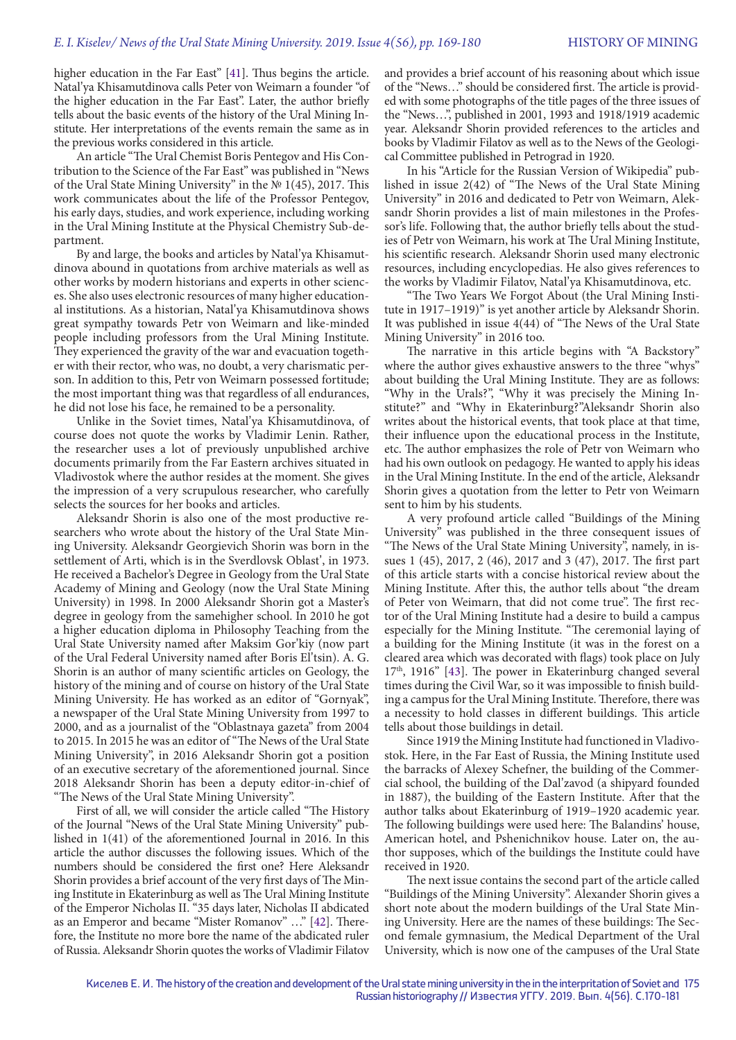higher education in the Far East" [41]. Thus begins the article. Natal'ya Khisamutdinova calls Peter von Weimarn a founder "of the higher education in the Far East". Later, the author briefly tells about the basic events of the history of the Ural Mining Institute. Her interpretations of the events remain the same as in the previous works considered in this article.

An article "The Ural Chemist Boris Pentegov and His Contribution to the Science of the Far East" was published in "News of the Ural State Mining University" in the № 1(45), 2017. This work communicates about the life of the Professor Pentegov, his early days, studies, and work experience, including working in the Ural Mining Institute at the Physical Chemistry Sub-department.

By and large, the books and articles by Natal'ya Khisamutdinova abound in quotations from archive materials as well as other works by modern historians and experts in other sciences. She also uses electronic resources of many higher educational institutions. As a historian, Natal'ya Khisamutdinova shows great sympathy towards Petr von Weimarn and like-minded people including professors from the Ural Mining Institute. They experienced the gravity of the war and evacuation together with their rector, who was, no doubt, a very charismatic person. In addition to this, Petr von Weimarn possessed fortitude; the most important thing was that regardless of all endurances, he did not lose his face, he remained to be a personality.

Unlike in the Soviet times, Natal'ya Khisamutdinova, of course does not quote the works by Vladimir Lenin. Rather, the researcher uses a lot of previously unpublished archive documents primarily from the Far Eastern archives situated in Vladivostok where the author resides at the moment. She gives the impression of a very scrupulous researcher, who carefully selects the sources for her books and articles.

Aleksandr Shorin is also one of the most productive researchers who wrote about the history of the Ural State Mining University. Aleksandr Georgievich Shorin was born in the settlement of Arti, which is in the Sverdlovsk Oblast', in 1973. He received a Bachelor's Degree in Geology from the Ural State Academy of Mining and Geology (now the Ural State Mining University) in 1998. In 2000 Aleksandr Shorin got a Master's degree in geology from the samehigher school. In 2010 he got a higher education diploma in Philosophy Teaching from the Ural State University named after Maksim Gor'kiy (now part of the Ural Federal University named after Boris El'tsin). A. G. Shorin is an author of many scientific articles on Geology, the history of the mining and of course on history of the Ural State Mining University. He has worked as an editor of "Gornyak", a newspaper of the Ural State Mining University from 1997 to 2000, and as a journalist of the "Oblastnaya gazeta" from 2004 to 2015. In 2015 he was an editor of "The News of the Ural State Mining University", in 2016 Aleksandr Shorin got a position of an executive secretary of the aforementioned journal. Since 2018 Aleksandr Shorin has been a deputy editor-in-chief of "The News of the Ural State Mining University".

First of all, we will consider the article called "The History of the Journal "News of the Ural State Mining University" published in 1(41) of the aforementioned Journal in 2016. In this article the author discusses the following issues. Which of the numbers should be considered the first one? Here Aleksandr Shorin provides a brief account of the very first days of The Mining Institute in Ekaterinburg as well as The Ural Mining Institute of the Emperor Nicholas II. "35 days later, Nicholas II abdicated as an Emperor and became "Mister Romanov" …" [42]. Therefore, the Institute no more bore the name of the abdicated ruler of Russia. Aleksandr Shorin quotes the works of Vladimir Filatov and provides a brief account of his reasoning about which issue of the "News…" should be considered first. The article is provided with some photographs of the title pages of the three issues of the "News…", published in 2001, 1993 and 1918/1919 academic year. Aleksandr Shorin provided references to the articles and books by Vladimir Filatov as well as to the News of the Geological Committee published in Petrograd in 1920.

In his "Article for the Russian Version of Wikipedia" published in issue 2(42) of "The News of the Ural State Mining University" in 2016 and dedicated to Petr von Weimarn, Aleksandr Shorin provides a list of main milestones in the Professor's life. Following that, the author briefly tells about the studies of Petr von Weimarn, his work at The Ural Mining Institute, his scientific research. Aleksandr Shorin used many electronic resources, including encyclopedias. He also gives references to the works by Vladimir Filatov, Natal'ya Khisamutdinova, etc.

"The Two Years We Forgot About (the Ural Mining Institute in 1917–1919)" is yet another article by Aleksandr Shorin. It was published in issue 4(44) of "The News of the Ural State Mining University" in 2016 too.

The narrative in this article begins with "A Backstory" where the author gives exhaustive answers to the three "whys" about building the Ural Mining Institute. They are as follows: "Why in the Urals?", "Why it was precisely the Mining Institute?" and "Why in Ekaterinburg?"Aleksandr Shorin also writes about the historical events, that took place at that time, their influence upon the educational process in the Institute, etc. The author emphasizes the role of Petr von Weimarn who had his own outlook on pedagogy. He wanted to apply his ideas in the Ural Mining Institute. In the end of the article, Aleksandr Shorin gives a quotation from the letter to Petr von Weimarn sent to him by his students.

A very profound article called "Buildings of the Mining University" was published in the three consequent issues of "The News of the Ural State Mining University", namely, in issues 1 (45), 2017, 2 (46), 2017 and 3 (47), 2017. The first part of this article starts with a concise historical review about the Mining Institute. After this, the author tells about "the dream of Peter von Weimarn, that did not come true". The first rector of the Ural Mining Institute had a desire to build a campus especially for the Mining Institute. "The ceremonial laying of a building for the Mining Institute (it was in the forest on a cleared area which was decorated with flags) took place on July 17th, 1916" [43]. The power in Ekaterinburg changed several times during the Civil War, so it was impossible to finish building a campus for the Ural Mining Institute. Therefore, there was a necessity to hold classes in different buildings. This article tells about those buildings in detail.

Since 1919 the Mining Institute had functioned in Vladivostok. Here, in the Far East of Russia, the Mining Institute used the barracks of Alexey Schefner, the building of the Commercial school, the building of the Dal'zavod (a shipyard founded in 1887), the building of the Eastern Institute. After that the author talks about Ekaterinburg of 1919–1920 academic year. The following buildings were used here: The Balandins' house, American hotel, and Pshenichnikov house. Later on, the author supposes, which of the buildings the Institute could have received in 1920.

The next issue contains the second part of the article called "Buildings of the Mining University". Alexander Shorin gives a short note about the modern buildings of the Ural State Mining University. Here are the names of these buildings: The Second female gymnasium, the Medical Department of the Ural University, which is now one of the campuses of the Ural State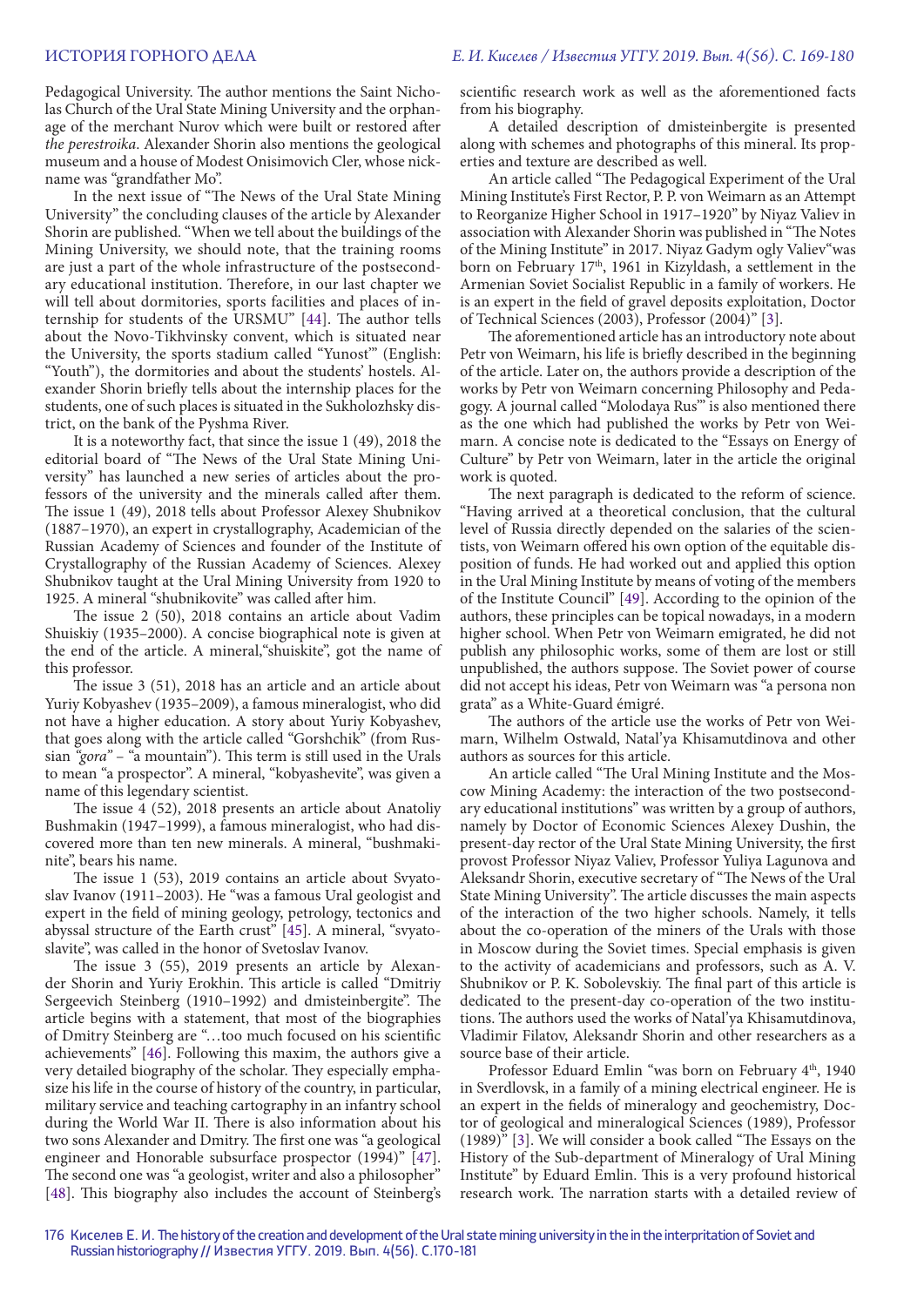Pedagogical University. The author mentions the Saint Nicholas Church of the Ural State Mining University and the orphanage of the merchant Nurov which were built or restored after *the perestroika*. Alexander Shorin also mentions the geological museum and a house of Modest Onisimovich Cler, whose nickname was "grandfather Mo".

In the next issue of "The News of the Ural State Mining University" the concluding clauses of the article by Alexander Shorin are published. "When we tell about the buildings of the Mining University, we should note, that the training rooms are just a part of the whole infrastructure of the postsecondary educational institution. Therefore, in our last chapter we will tell about dormitories, sports facilities and places of internship for students of the URSMU" [44]. The author tells about the Novo-Tikhvinsky convent, which is situated near the University, the sports stadium called "Yunost'" (English: "Youth"), the dormitories and about the students' hostels. Alexander Shorin briefly tells about the internship places for the students, one of such places is situated in the Sukholozhsky district, on the bank of the Pyshma River.

It is a noteworthy fact, that since the issue 1 (49), 2018 the editorial board of "The News of the Ural State Mining University" has launched a new series of articles about the professors of the university and the minerals called after them. The issue 1 (49), 2018 tells about Professor Alexey Shubnikov (1887–1970), an expert in crystallography, Academician of the Russian Academy of Sciences and founder of the Institute of Crystallography of the Russian Academy of Sciences. Alexey Shubnikov taught at the Ural Mining University from 1920 to 1925. A mineral "shubnikovite" was called after him.

The issue 2 (50), 2018 contains an article about Vadim Shuiskiy (1935–2000). A concise biographical note is given at the end of the article. A mineral,"shuiskite", got the name of this professor.

The issue 3 (51), 2018 has an article and an article about Yuriy Kobyashev (1935–2009), a famous mineralogist, who did not have a higher education. A story about Yuriy Kobyashev, that goes along with the article called "Gorshchik" (from Russian *"gora"* – "a mountain"). This term is still used in the Urals to mean "a prospector". A mineral, "kobyashevite", was given a name of this legendary scientist.

The issue 4 (52), 2018 presents an article about Anatoliy Bushmakin (1947–1999), a famous mineralogist, who had discovered more than ten new minerals. A mineral, "bushmakinite", bears his name.

The issue 1 (53), 2019 contains an article about Svyatoslav Ivanov (1911–2003). He "was a famous Ural geologist and expert in the field of mining geology, petrology, tectonics and abyssal structure of the Earth crust" [45]. A mineral, "svyatoslavite", was called in the honor of Svetoslav Ivanov.

The issue 3 (55), 2019 presents an article by Alexander Shorin and Yuriy Erokhin. This article is called "Dmitriy Sergeevich Steinberg (1910–1992) and dmisteinbergite". The article begins with a statement, that most of the biographies of Dmitry Steinberg are "…too much focused on his scientific achievements" [46]. Following this maxim, the authors give a very detailed biography of the scholar. They especially emphasize his life in the course of history of the country, in particular, military service and teaching cartography in an infantry school during the World War II. There is also information about his two sons Alexander and Dmitry. The first one was "a geological engineer and Honorable subsurface prospector (1994)" [47]. The second one was "a geologist, writer and also a philosopher" [48]. This biography also includes the account of Steinberg's scientific research work as well as the aforementioned facts from his biography.

A detailed description of dmisteinbergite is presented along with schemes and photographs of this mineral. Its properties and texture are described as well.

An article called "The Pedagogical Experiment of the Ural Mining Institute's First Rector, P. P. von Weimarn as an Attempt to Reorganize Higher School in 1917–1920" by Niyaz Valiev in association with Alexander Shorin was published in "The Notes of the Mining Institute" in 2017. Niyaz Gadym ogly Valiev"was born on February 17th, 1961 in Kizyldash, a settlement in the Armenian Soviet Socialist Republic in a family of workers. He is an expert in the field of gravel deposits exploitation, Doctor of Technical Sciences (2003), Professor (2004)" [3].

The aforementioned article has an introductory note about Petr von Weimarn, his life is briefly described in the beginning of the article. Later on, the authors provide a description of the works by Petr von Weimarn concerning Philosophy and Pedagogy. A journal called "Molodaya Rus'" is also mentioned there as the one which had published the works by Petr von Weimarn. A concise note is dedicated to the "Essays on Energy of Culture" by Petr von Weimarn, later in the article the original work is quoted.

The next paragraph is dedicated to the reform of science. "Having arrived at a theoretical conclusion, that the cultural level of Russia directly depended on the salaries of the scientists, von Weimarn offered his own option of the equitable disposition of funds. He had worked out and applied this option in the Ural Mining Institute by means of voting of the members of the Institute Council" [49]. According to the opinion of the authors, these principles can be topical nowadays, in a modern higher school. When Petr von Weimarn emigrated, he did not publish any philosophic works, some of them are lost or still unpublished, the authors suppose. The Soviet power of course did not accept his ideas, Petr von Weimarn was "a persona non grata" as a White-Guard émigré.

The authors of the article use the works of Petr von Weimarn, Wilhelm Ostwald, Natal'ya Khisamutdinova and other authors as sources for this article.

An article called "The Ural Mining Institute and the Moscow Mining Academy: the interaction of the two postsecondary educational institutions" was written by a group of authors, namely by Doctor of Economic Sciences Alexey Dushin, the present-day rector of the Ural State Mining University, the first provost Professor Niyaz Valiev, Professor Yuliya Lagunova and Aleksandr Shorin, executive secretary of "The News of the Ural State Mining University". The article discusses the main aspects of the interaction of the two higher schools. Namely, it tells about the co-operation of the miners of the Urals with those in Moscow during the Soviet times. Special emphasis is given to the activity of academicians and professors, such as A. V. Shubnikov or P. K. Sobolevskiy. The final part of this article is dedicated to the present-day co-operation of the two institutions. The authors used the works of Natal'ya Khisamutdinova, Vladimir Filatov, Aleksandr Shorin and other researchers as a source base of their article.

Professor Eduard Emlin "was born on February 4th, 1940 in Sverdlovsk, in a family of a mining electrical engineer. He is an expert in the fields of mineralogy and geochemistry, Doctor of geological and mineralogical Sciences (1989), Professor (1989)" [3]. We will consider a book called "The Essays on the History of the Sub-department of Mineralogy of Ural Mining Institute" by Eduard Emlin. This is a very profound historical research work. The narration starts with a detailed review of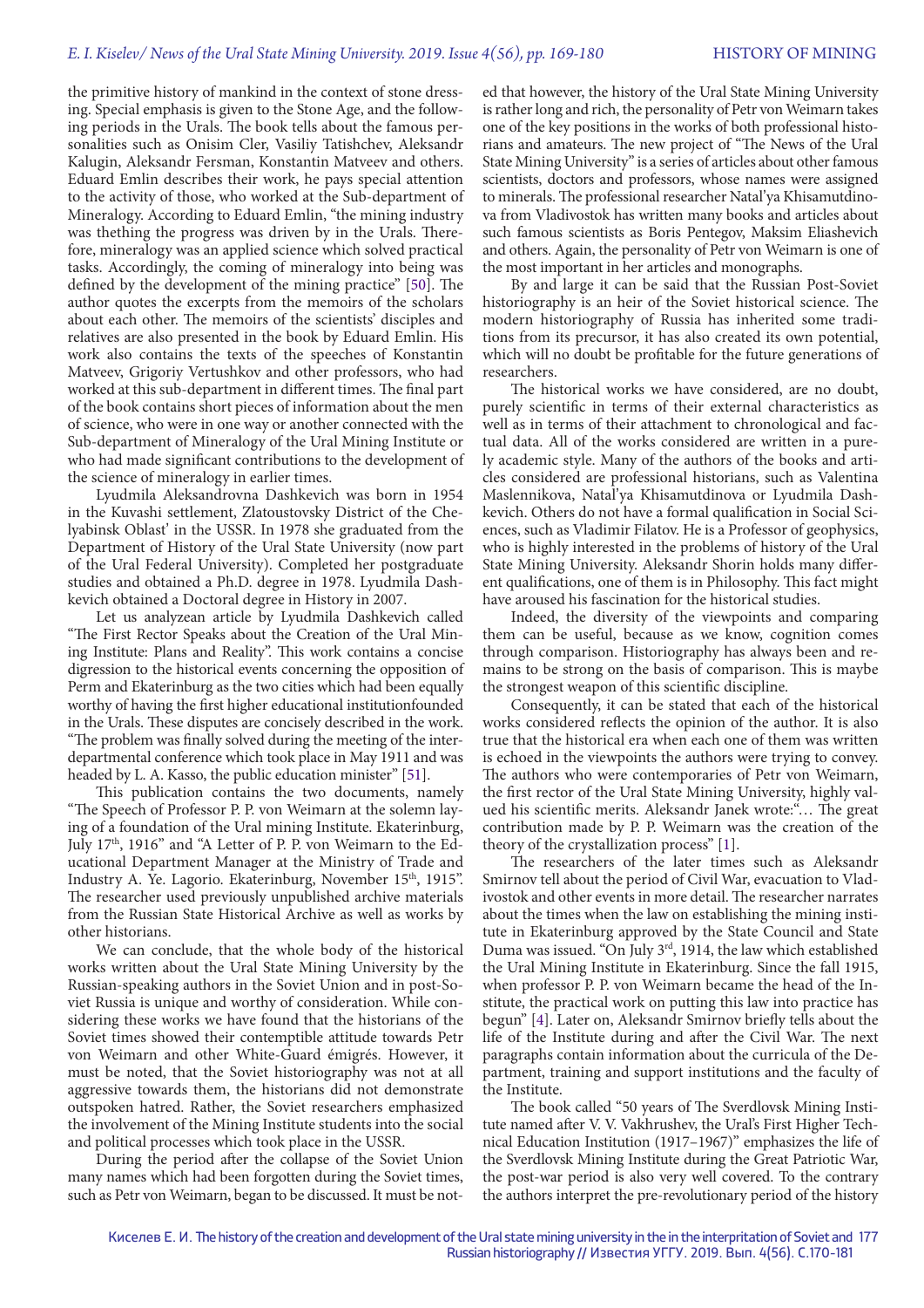the primitive history of mankind in the context of stone dressing. Special emphasis is given to the Stone Age, and the following periods in the Urals. The book tells about the famous personalities such as Onisim Cler, Vasiliy Tatishchev, Aleksandr Kalugin, Aleksandr Fersman, Konstantin Matveev and others. Eduard Emlin describes their work, he pays special attention to the activity of those, who worked at the Sub-department of Mineralogy. According to Eduard Emlin, "the mining industry was thething the progress was driven by in the Urals. Therefore, mineralogy was an applied science which solved practical tasks. Accordingly, the coming of mineralogy into being was defined by the development of the mining practice" [50]. The author quotes the excerpts from the memoirs of the scholars about each other. The memoirs of the scientists' disciples and relatives are also presented in the book by Eduard Emlin. His work also contains the texts of the speeches of Konstantin Matveev, Grigoriy Vertushkov and other professors, who had worked at this sub-department in different times. The final part of the book contains short pieces of information about the men of science, who were in one way or another connected with the Sub-department of Mineralogy of the Ural Mining Institute or who had made significant contributions to the development of the science of mineralogy in earlier times.

Lyudmila Aleksandrovna Dashkevich was born in 1954 in the Kuvashi settlement, Zlatoustovsky District of the Chelyabinsk Oblast' in the USSR. In 1978 she graduated from the Department of History of the Ural State University (now part of the Ural Federal University). Completed her postgraduate studies and obtained a Ph.D. degree in 1978. Lyudmila Dashkevich obtained a Doctoral degree in History in 2007.

Let us analyzean article by Lyudmila Dashkevich called "The First Rector Speaks about the Creation of the Ural Mining Institute: Plans and Reality". This work contains a concise digression to the historical events concerning the opposition of Perm and Ekaterinburg as the two cities which had been equally worthy of having the first higher educational institutionfounded in the Urals. These disputes are concisely described in the work. "The problem was finally solved during the meeting of the interdepartmental conference which took place in May 1911 and was headed by L. A. Kasso, the public education minister" [51].

This publication contains the two documents, namely "The Speech of Professor P. P. von Weimarn at the solemn laying of a foundation of the Ural mining Institute. Ekaterinburg, July 17th, 1916" and "A Letter of P. P. von Weimarn to the Educational Department Manager at the Ministry of Trade and Industry A. Ye. Lagorio. Ekaterinburg, November 15th, 1915". The researcher used previously unpublished archive materials from the Russian State Historical Archive as well as works by other historians.

We can conclude, that the whole body of the historical works written about the Ural State Mining University by the Russian-speaking authors in the Soviet Union and in post-Soviet Russia is unique and worthy of consideration. While considering these works we have found that the historians of the Soviet times showed their contemptible attitude towards Petr von Weimarn and other White-Guard émigrés. However, it must be noted, that the Soviet historiography was not at all aggressive towards them, the historians did not demonstrate outspoken hatred. Rather, the Soviet researchers emphasized the involvement of the Mining Institute students into the social and political processes which took place in the USSR.

During the period after the collapse of the Soviet Union many names which had been forgotten during the Soviet times, such as Petr von Weimarn, began to be discussed. It must be noted that however, the history of the Ural State Mining University is rather long and rich, the personality of Petr von Weimarn takes one of the key positions in the works of both professional historians and amateurs. The new project of "The News of the Ural State Mining University" is a series of articles about other famous scientists, doctors and professors, whose names were assigned to minerals. The professional researcher Natal'ya Khisamutdinova from Vladivostok has written many books and articles about such famous scientists as Boris Pentegov, Maksim Eliashevich and others. Again, the personality of Petr von Weimarn is one of the most important in her articles and monographs.

By and large it can be said that the Russian Post-Soviet historiography is an heir of the Soviet historical science. The modern historiography of Russia has inherited some traditions from its precursor, it has also created its own potential, which will no doubt be profitable for the future generations of researchers.

The historical works we have considered, are no doubt, purely scientific in terms of their external characteristics as well as in terms of their attachment to chronological and factual data. All of the works considered are written in a purely academic style. Many of the authors of the books and articles considered are professional historians, such as Valentina Maslennikova, Natal'ya Khisamutdinova or Lyudmila Dashkevich. Others do not have a formal qualification in Social Sciences, such as Vladimir Filatov. He is a Professor of geophysics, who is highly interested in the problems of history of the Ural State Mining University. Aleksandr Shorin holds many different qualifications, one of them is in Philosophy. This fact might have aroused his fascination for the historical studies.

Indeed, the diversity of the viewpoints and comparing them can be useful, because as we know, cognition comes through comparison. Historiography has always been and remains to be strong on the basis of comparison. This is maybe the strongest weapon of this scientific discipline.

Consequently, it can be stated that each of the historical works considered reflects the opinion of the author. It is also true that the historical era when each one of them was written is echoed in the viewpoints the authors were trying to convey. The authors who were contemporaries of Petr von Weimarn, the first rector of the Ural State Mining University, highly valued his scientific merits. Aleksandr Janek wrote:"… The great contribution made by P. P. Weimarn was the creation of the theory of the crystallization process" [1].

The researchers of the later times such as Aleksandr Smirnov tell about the period of Civil War, evacuation to Vladivostok and other events in more detail. The researcher narrates about the times when the law on establishing the mining institute in Ekaterinburg approved by the State Council and State Duma was issued. "On July 3rd, 1914, the law which established the Ural Mining Institute in Ekaterinburg. Since the fall 1915, when professor P. P. von Weimarn became the head of the Institute, the practical work on putting this law into practice has begun" [4]. Later on, Aleksandr Smirnov briefly tells about the life of the Institute during and after the Civil War. The next paragraphs contain information about the curricula of the Department, training and support institutions and the faculty of the Institute.

The book called "50 years of The Sverdlovsk Mining Institute named after V. V. Vakhrushev, the Ural's First Higher Technical Education Institution (1917–1967)" emphasizes the life of the Sverdlovsk Mining Institute during the Great Patriotic War, the post-war period is also very well covered. To the contrary the authors interpret the pre-revolutionary period of the history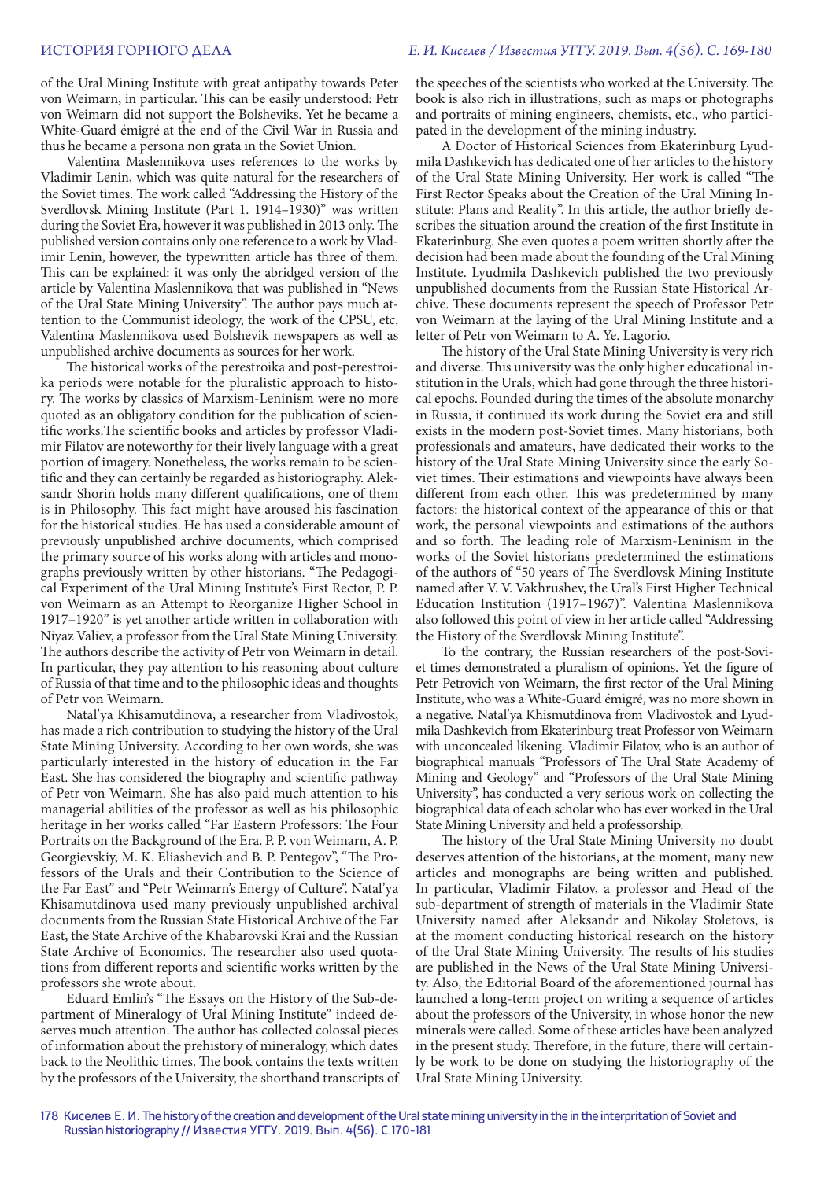of the Ural Mining Institute with great antipathy towards Peter von Weimarn, in particular. This can be easily understood: Petr von Weimarn did not support the Bolsheviks. Yet he became a White-Guard émigré at the end of the Civil War in Russia and thus he became a persona non grata in the Soviet Union.

Valentina Maslennikova uses references to the works by Vladimir Lenin, which was quite natural for the researchers of the Soviet times. The work called "Addressing the History of the Sverdlovsk Mining Institute (Part 1. 1914–1930)" was written during the Soviet Era, however it was published in 2013 only. The published version contains only one reference to a work by Vladimir Lenin, however, the typewritten article has three of them. This can be explained: it was only the abridged version of the article by Valentina Maslennikova that was published in "News of the Ural State Mining University". The author pays much attention to the Communist ideology, the work of the CPSU, etc. Valentina Maslennikova used Bolshevik newspapers as well as unpublished archive documents as sources for her work.

The historical works of the perestroika and post-perestroika periods were notable for the pluralistic approach to history. The works by classics of Marxism-Leninism were no more quoted as an obligatory condition for the publication of scientific works.The scientific books and articles by professor Vladimir Filatov are noteworthy for their lively language with a great portion of imagery. Nonetheless, the works remain to be scientific and they can certainly be regarded as historiography. Aleksandr Shorin holds many different qualifications, one of them is in Philosophy. This fact might have aroused his fascination for the historical studies. He has used a considerable amount of previously unpublished archive documents, which comprised the primary source of his works along with articles and monographs previously written by other historians. "The Pedagogical Experiment of the Ural Mining Institute's First Rector, P. P. von Weimarn as an Attempt to Reorganize Higher School in 1917–1920" is yet another article written in collaboration with Niyaz Valiev, a professor from the Ural State Mining University. The authors describe the activity of Petr von Weimarn in detail. In particular, they pay attention to his reasoning about culture of Russia of that time and to the philosophic ideas and thoughts of Petr von Weimarn.

Natal'ya Khisamutdinova, a researcher from Vladivostok, has made a rich contribution to studying the history of the Ural State Mining University. According to her own words, she was particularly interested in the history of education in the Far East. She has considered the biography and scientific pathway of Petr von Weimarn. She has also paid much attention to his managerial abilities of the professor as well as his philosophic heritage in her works called "Far Eastern Professors: The Four Portraits on the Background of the Era. P. P. von Weimarn, A. P. Georgievskiy, M. K. Eliashevich and B. P. Pentegov", "The Professors of the Urals and their Contribution to the Science of the Far East" and "Petr Weimarn's Energy of Culture". Natal'ya Khisamutdinova used many previously unpublished archival documents from the Russian State Historical Archive of the Far East, the State Archive of the Khabarovski Krai and the Russian State Archive of Economics. The researcher also used quotations from different reports and scientific works written by the professors she wrote about.

Eduard Emlin's "The Essays on the History of the Sub-department of Mineralogy of Ural Mining Institute" indeed deserves much attention. The author has collected colossal pieces of information about the prehistory of mineralogy, which dates back to the Neolithic times. The book contains the texts written by the professors of the University, the shorthand transcripts of the speeches of the scientists who worked at the University. The book is also rich in illustrations, such as maps or photographs and portraits of mining engineers, chemists, etc., who participated in the development of the mining industry.

A Doctor of Historical Sciences from Ekaterinburg Lyudmila Dashkevich has dedicated one of her articles to the history of the Ural State Mining University. Her work is called "The First Rector Speaks about the Creation of the Ural Mining Institute: Plans and Reality". In this article, the author briefly describes the situation around the creation of the first Institute in Ekaterinburg. She even quotes a poem written shortly after the decision had been made about the founding of the Ural Mining Institute. Lyudmila Dashkevich published the two previously unpublished documents from the Russian State Historical Archive. These documents represent the speech of Professor Petr von Weimarn at the laying of the Ural Mining Institute and a letter of Petr von Weimarn to A. Ye. Lagorio.

The history of the Ural State Mining University is very rich and diverse. This university was the only higher educational institution in the Urals, which had gone through the three historical epochs. Founded during the times of the absolute monarchy in Russia, it continued its work during the Soviet era and still exists in the modern post-Soviet times. Many historians, both professionals and amateurs, have dedicated their works to the history of the Ural State Mining University since the early Soviet times. Their estimations and viewpoints have always been different from each other. This was predetermined by many factors: the historical context of the appearance of this or that work, the personal viewpoints and estimations of the authors and so forth. The leading role of Marxism-Leninism in the works of the Soviet historians predetermined the estimations of the authors of "50 years of The Sverdlovsk Mining Institute named after V. V. Vakhrushev, the Ural's First Higher Technical Education Institution (1917–1967)". Valentina Maslennikova also followed this point of view in her article called "Addressing the History of the Sverdlovsk Mining Institute".

To the contrary, the Russian researchers of the post-Soviet times demonstrated a pluralism of opinions. Yet the figure of Petr Petrovich von Weimarn, the first rector of the Ural Mining Institute, who was a White-Guard émigré, was no more shown in a negative. Natal'ya Khismutdinova from Vladivostok and Lyudmila Dashkevich from Ekaterinburg treat Professor von Weimarn with unconcealed likening. Vladimir Filatov, who is an author of biographical manuals "Professors of The Ural State Academy of Mining and Geology" and "Professors of the Ural State Mining University", has conducted a very serious work on collecting the biographical data of each scholar who has ever worked in the Ural State Mining University and held a professorship.

The history of the Ural State Mining University no doubt deserves attention of the historians, at the moment, many new articles and monographs are being written and published. In particular, Vladimir Filatov, a professor and Head of the sub-department of strength of materials in the Vladimir State University named after Aleksandr and Nikolay Stoletovs, is at the moment conducting historical research on the history of the Ural State Mining University. The results of his studies are published in the News of the Ural State Mining University. Also, the Editorial Board of the aforementioned journal has launched a long-term project on writing a sequence of articles about the professors of the University, in whose honor the new minerals were called. Some of these articles have been analyzed in the present study. Therefore, in the future, there will certainly be work to be done on studying the historiography of the Ural State Mining University.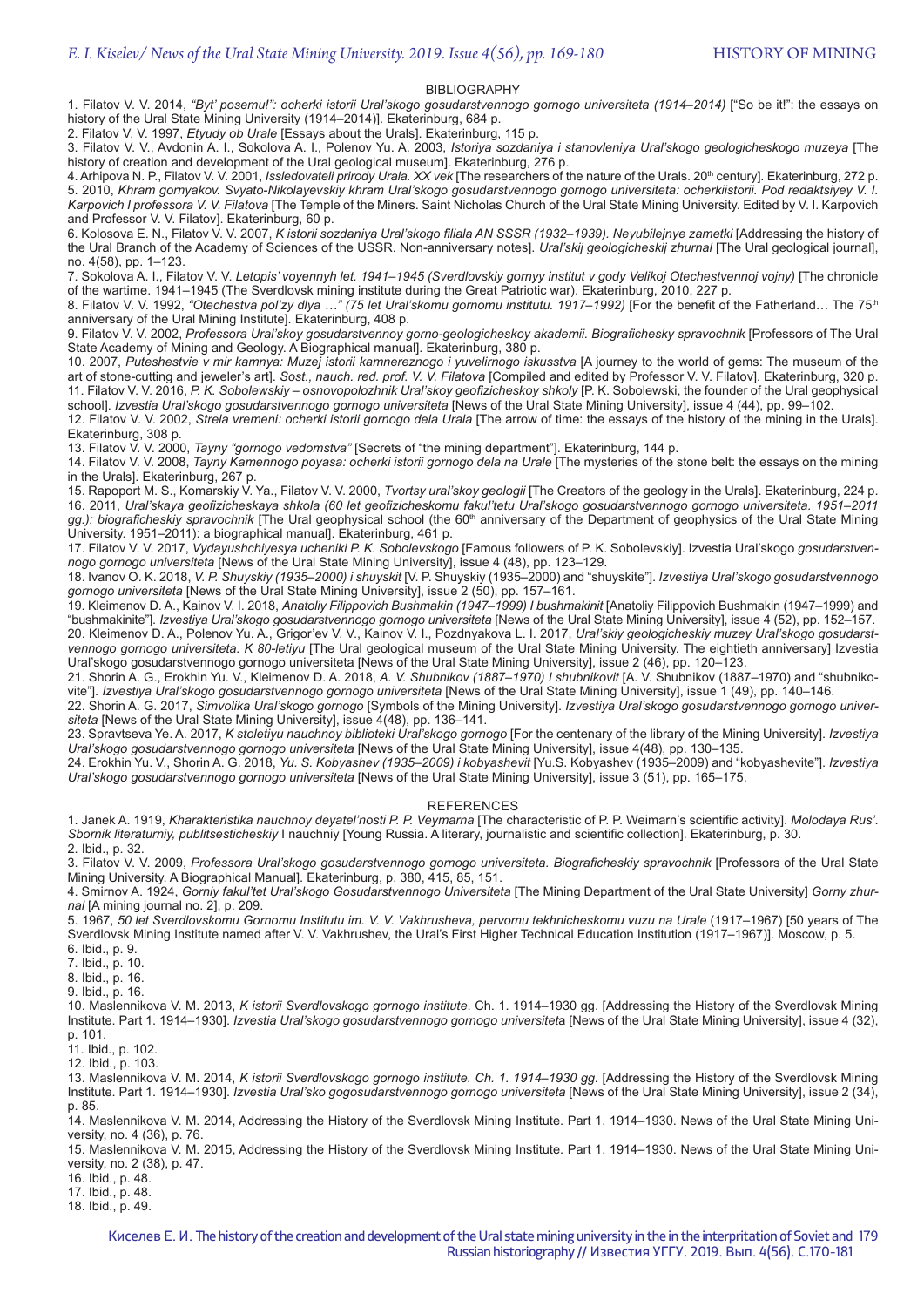## BIBLIOGRAPHY

1. Filatov V. V. 2014, *"Byt' posemu!": ocherki istorii Ural'skogo gosudarstvennogo gornogo universiteta (1914–2014)* ["So be it!": the essays on history of the Ural State Mining University (1914–2014)]. Ekaterinburg, 684 p.
2. Filatov V. V. 1997, *Etyudy ob Urale* [Essays about the Urals]. Ekaterinburg, 115 p.
3. Filatov V. V., Avdonin A. I., Sokolova A. I., Polenov Yu. A. 2003, *Istoriya sozdaniya i stanovleniya Ural'skogo geologicheskogo muzeya* [The history of creation and development of the Ural geological museum]. Ekaterinburg, 276 p.
4. Arhipova N. P., Filatov V. V. 2001, *Issledovateli prirody Urala. XX vek* [The researchers of the nature of the Urals. 20th century]. Ekaterinburg, 272 p.
5. 2010, *Khram gornyakov. Svyato-Nikolayevskiy khram Ural'skogo gosudarstvennogo gornogo universiteta: ocherkiistorii. Pod redaktsiyey V. I. Karpovich I professora V. V. Filatova* [The Temple of the Miners. Saint Nicholas Church of the Ural State Mining University. Edited by V. I. Karpovich and Professor V. V. Filatov]. Ekaterinburg, 60 p.
6. Kolosova E. N., Filatov V. V. 2007, *K istorii sozdaniya Ural'skogo filiala AN SSSR (1932–1939). Neyubilejnye zametki* [Addressing the history of the Ural Branch of the Academy of Sciences of the USSR. Non-anniversary notes]. *Ural'skij geologicheskij zhurnal* [The Ural geological journal], no. 4(58), pp. 1–123.
7. Sokolova A. I., Filatov V. V. *Letopis' voyennyh let. 1941–1945 (Sverdlovskiy gornyy institut v gody Velikoj Otechestvennoj vojny)* [The chronicle of the wartime. 1941–1945 (The Sverdlovsk mining institute during the Great Patriotic war). Ekaterinburg, 2010, 227 p.
8. Filatov V. V. 1992, *"Otechestva pol'zy dlya …" (75 let Ural'skomu gornomu institutu. 1917–1992)* [For the benefit of the Fatherland… The 75th anniversary of the Ural Mining Institute]. Ekaterinburg, 408 p.
9. Filatov V. V. 2002, *Professora Ural'skoy gosudarstvennoy gorno-geologicheskoy akademii. Biografichesky spravochnik* [Professors of The Ural State Academy of Mining and Geology. A Biographical manual]. Ekaterinburg, 380 p.
10. 2007, *Puteshestvie v mir kamnya: Muzej istorii kamnereznogo i yuvelirnogo iskusstva* [A journey to the world of gems: The museum of the art of stone-cutting and jeweler's art]. *Sost., nauch. red. prof. V. V. Filatova* [Compiled and edited by Professor V. V. Filatov]. Ekaterinburg, 320 p.
11. Filatov V. V. 2016, *P. K. Sobolewskiy – osnovopolozhnik Ural'skoy geofizicheskoy shkoly* [P. K. Sobolewski, the founder of the Ural geophysical school]. *Izvestia Ural'skogo gosudarstvennogo gornogo universiteta* [News of the Ural State Mining University], issue 4 (44), pp. 99–102.
12. Filatov V. V. 2002, *Strela vremeni: ocherki istorii gornogo dela Urala* [The arrow of time: the essays of the history of the mining in the Urals]. Ekaterinburg, 308 p.
13. Filatov V. V. 2000, *Tayny "gornogo vedomstva"* [Secrets of "the mining department"]. Ekaterinburg, 144 p.
14. Filatov V. V. 2008, *Tayny Kamennogo poyasa: ocherki istorii gornogo dela na Urale* [The mysteries of the stone belt: the essays on the mining in the Urals]. Ekaterinburg, 267 p.
15. Rapoport M. S., Komarskiy V. Ya., Filatov V. V. 2000, *Tvortsy ural'skoy geologii* [The Creators of the geology in the Urals]. Ekaterinburg, 224 p.
16. 2011, *Ural'skaya geofizicheskaya shkola (60 let geofizicheskomu fakul'tetu Ural'skogo gosudarstvennogo gornogo universiteta. 1951–2011 gg.): biograficheskiy spravochnik* [The Ural geophysical school (the 60th anniversary of the Department of geophysics of the Ural State Mining University. 1951–2011): a biographical manual]. Ekaterinburg, 461 p.
17. Filatov V. V. 2017, *Vydayushchiyesya ucheniki P. K. Sobolevskogo* [Famous followers of P. K. Sobolevskiy]. Izvestia Ural'skogo *gosudarstvennogo gornogo universiteta* [News of the Ural State Mining University], issue 4 (48), pp. 123–129.
18. Ivanov O. K. 2018, *V. P. Shuyskiy (1935–2000) i shuyskit* [V. P. Shuyskiy (1935–2000) and "shuyskite"]. *Izvestiya Ural'skogo gosudarstvennogo gornogo universiteta* [News of the Ural State Mining University], issue 2 (50), pp. 157–161.
19. Kleimenov D. A., Kainov V. I. 2018, *Anatoliy Filippovich Bushmakin (1947–1999) I bushmakinit* [Anatoliy Filippovich Bushmakin (1947–1999) and "bushmakinite"]. *Izvestiya Ural'skogo gosudarstvennogo gornogo universiteta* [News of the Ural State Mining University], issue 4 (52), pp. 152–157.
20. Kleimenov D. A., Polenov Yu. A., Grigor'ev V. V., Kainov V. I., Pozdnyakova L. I. 2017, *Ural'skiy geologicheskiy muzey Ural'skogo gosudarstvennogo gornogo universiteta. K 80-letiyu* [The Ural geological museum of the Ural State Mining University. The eightieth anniversary] Izvestia Ural'skogo gosudarstvennogo gornogo universiteta [News of the Ural State Mining University], issue 2 (46), pp. 120–123.
21. Shorin A. G., Erokhin Yu. V., Kleimenov D. A. 2018, *A. V. Shubnikov (1887–1970) I shubnikovit* [A. V. Shubnikov (1887–1970) and "shubnikovite"]. *Izvestiya Ural'skogo gosudarstvennogo gornogo universiteta* [News of the Ural State Mining University], issue 1 (49), pp. 140–146.
22. Shorin A. G. 2017, *Simvolika Ural'skogo gornogo* [Symbols of the Mining University]. *Izvestiya Ural'skogo gosudarstvennogo gornogo universiteta* [News of the Ural State Mining University], issue 4(48), pp. 136–141.
23. Spravtseva Ye. A. 2017, *K stoletiyu nauchnoy biblioteki Ural'skogo gornogo* [For the centenary of the library of the Mining University]. *Izvestiya Ural'skogo gosudarstvennogo gornogo universiteta* [News of the Ural State Mining University], issue 4(48), pp. 130–135.
24. Erokhin Yu. V., Shorin A. G. 2018, *Yu. S. Kobyashev (1935–2009) i kobyashevit* [Yu.S. Kobyashev (1935–2009) and "kobyashevite"]. *Izvestiya Ural'skogo gosudarstvennogo gornogo universiteta* [News of the Ural State Mining University], issue 3 (51), pp. 165–175.

## REFERENCES

1. Janek A. 1919, *Kharakteristika nauchnoy deyatel'nosti P. P. Veymarna* [The characteristic of P. P. Weimarn's scientific activity]. *Molodaya Rus'. Sbornik literaturniy, publitsesticheskiy* I nauchniy [Young Russia. A literary, journalistic and scientific collection]. Ekaterinburg, p. 30.
2. Ibid., p. 32.
3. Filatov V. V. 2009, *Professora Ural'skogo gosudarstvennogo gornogo universiteta. Biograficheskiy spravochnik* [Professors of the Ural State Mining University. A Biographical Manual]. Ekaterinburg, p. 380, 415, 85, 151.
4. Smirnov A. 1924, *Gorniy fakul'tet Ural'skogo Gosudarstvennogo Universiteta* [The Mining Department of the Ural State University] *Gorny zhurnal* [A mining journal no. 2], p. 209.
5. 1967, *50 let Sverdlovskomu Gornomu Institutu im. V. V. Vakhrusheva, pervomu tekhnicheskomu vuzu na Urale* (1917–1967) [50 years of The Sverdlovsk Mining Institute named after V. V. Vakhrushev, the Ural's First Higher Technical Education Institution (1917–1967)]. Moscow, p. 5.
6. Ibid., p. 9.
7. Ibid., p. 10.
8. Ibid., p. 16.
9. Ibid., p. 16.
10. Maslennikova V. M. 2013, *K istorii Sverdlovskogo gornogo institute.* Ch. 1. 1914–1930 gg. [Addressing the History of the Sverdlovsk Mining Institute. Part 1. 1914–1930]. *Izvestia Ural'skogo gosudarstvennogo gornogo universiteta* [News of the Ural State Mining University], issue 4 (32), p. 101.
11. Ibid., p. 102.
12. Ibid., p. 103.
13. Maslennikova V. M. 2014, *K istorii Sverdlovskogo gornogo institute. Ch. 1. 1914–1930 gg.* [Addressing the History of the Sverdlovsk Mining Institute. Part 1. 1914–1930]. *Izvestia Ural'sko gogosudarstvennogo gornogo universiteta* [News of the Ural State Mining University], issue 2 (34), p. 85.
14. Maslennikova V. M. 2014, Addressing the History of the Sverdlovsk Mining Institute. Part 1. 1914–1930. News of the Ural State Mining University, no. 4 (36), p. 76.
15. Maslennikova V. M. 2015, Addressing the History of the Sverdlovsk Mining Institute. Part 1. 1914–1930. News of the Ural State Mining University, no. 2 (38), p. 47.
16. Ibid., p. 48.
17. Ibid., p. 48.
18. Ibid., p. 49.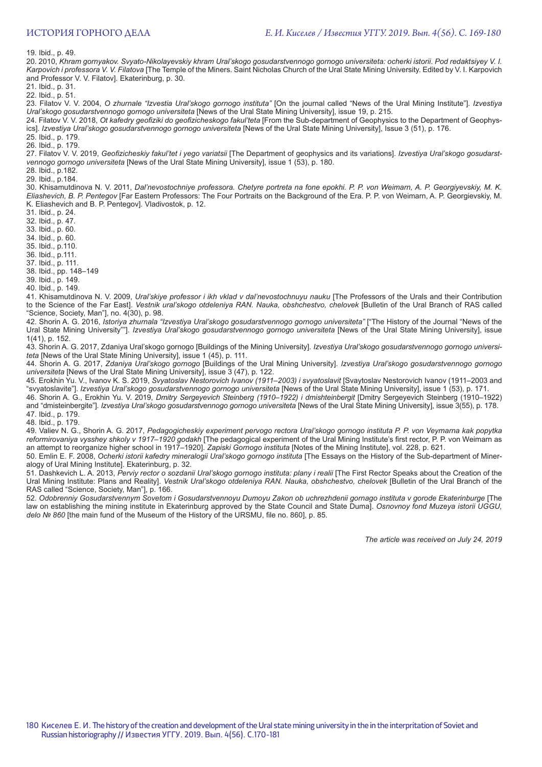19. Ibid., p. 49.

20. 2010, *Khram gornyakov. Svyato-Nikolayevskiy khram Ural'skogo gosudarstvennogo gornogo universiteta: ocherki istorii. Pod redaktsiyey V. I. Karpovich i professora V. V. Filatova* [The Temple of the Miners. Saint Nicholas Church of the Ural State Mining University. Edited by V. I. Karpovich and Professor V. V. Filatov]. Ekaterinburg, p. 30.

21. Ibid., p. 31.

22. Ibid., p. 51.

23. Filatov V. V. 2004, *O zhurnale "Izvestia Ural'skogo gornogo instituta"* [On the journal called "News of the Ural Mining Institute"]. *Izvestiya Ural'skogo gosudarstvennogo gornogo universiteta* [News of the Ural State Mining University], issue 19, p. 215.

24. Filatov V. V. 2018, *Ot kafedry geofiziki do geofizicheskogo fakul'teta* [From the Sub-department of Geophysics to the Department of Geophysics]. *Izvestiya Ural'skogo gosudarstvennogo gornogo universiteta* [News of the Ural State Mining University], Issue 3 (51), p. 176.

25. Ibid., p. 179.

26. Ibid., p. 179.

27. Filatov V. V. 2019, *Geofizicheskiy fakul'tet i yego variatsii* [The Department of geophysics and its variations]. *Izvestiya Ural'skogo gosudarstvennogo gornogo universiteta* [News of the Ural State Mining University], issue 1 (53), p. 180.

28. Ibid., p.182.

29. Ibid., p.184.

30. Khisamutdinova N. V. 2011, *Dal'nevostochniye professora. Chetyre portreta na fone epokhi. P. P. von Weimarn, A. P. Georgiyevskiy, M. K. Eliashevich, B. P. Pentegov* [Far Eastern Professors: The Four Portraits on the Background of the Era. P. P. von Weimarn, A. P. Georgievskiy, M. K. Eliashevich and B. P. Pentegov]. Vladivostok, p. 12.

31. Ibid., p. 24.

32. Ibid., p. 47.

33. Ibid., p. 60.

34. Ibid., p. 60.

35. Ibid., p.110.

36. Ibid., p.111.

37. Ibid., p. 111.

38. Ibid., pp. 148–149

39. Ibid., p. 149.

40. Ibid., p. 149.

41. Khisamutdinova N. V. 2009, *Ural'skiye professor i ikh vklad v dal'nevostochnuyu nauku* [The Professors of the Urals and their Contribution to the Science of the Far East]. *Vestnik ural'skogo otdeleniya RAN. Nauka, obshchestvo, chelovek* [Bulletin of the Ural Branch of RAS called "Science, Society, Man"], no. 4(30), p. 98.

42. Shorin A. G. 2016, *Istoriya zhurnala "Izvestiya Ural'skogo gosudarstvennogo gornogo universiteta"* ["The History of the Journal "News of the Ural State Mining University""]. *Izvestiya Ural'skogo gosudarstvennogo gornogo universiteta* [News of the Ural State Mining University], issue 1(41), p. 152.

43. Shorin A. G. 2017, Zdaniya Ural'skogo gornogo [Buildings of the Mining University]. *Izvestiya Ural'skogo gosudarstvennogo gornogo universiteta* [News of the Ural State Mining University], issue 1 (45), p. 111.

44. Shorin A. G. 2017, *Zdaniya Ural'skogo gornogo* [Buildings of the Ural Mining University]. *Izvestiya Ural'skogo gosudarstvennogo gornogo universiteta* [News of the Ural State Mining University], issue 3 (47), p. 122.

45. Erokhin Yu. V., Ivanov K. S. 2019, *Svyatoslav Nestorovich Ivanov (1911–2003) i svyatoslavit* [Svaytoslav Nestorovich Ivanov (1911–2003 and "svyatoslavite"]. *Izvestiya Ural'skogo gosudarstvennogo gornogo universiteta* [News of the Ural State Mining University], issue 1 (53), p. 171.

46. Shorin A. G., Erokhin Yu. V. 2019, *Dmitry Sergeyevich Steinberg (1910–1922) i dmishteinbergit* [Dmitry Sergeyevich Steinberg (1910–1922) and "dmisteinbergite"]. *Izvestiya Ural'skogo gosudarstvennogo gornogo universiteta* [News of the Ural State Mining University], issue 3(55), p. 178.

47. Ibid., p. 179.

48. Ibid., p. 179.

49. Valiev N. G., Shorin A. G. 2017, *Pedagogicheskiy experiment pervogo rectora Ural'skogo gornogo instituta P. P. von Veymarna kak popytka reformirovaniya vysshey shkoly v 1917–1920 godakh* [The pedagogical experiment of the Ural Mining Institute's first rector, P. P. von Weimarn as an attempt to reorganize higher school in 1917–1920]. *Zapiski Gornogo instituta* [Notes of the Mining Institute], vol. 228, p. 621.

50. Emlin E. F. 2008, *Ocherki istorii kafedry mineralogii Ural'skogo gornogo instituta* [The Essays on the History of the Sub-department of Mineralogy of Ural Mining Institute]. Ekaterinburg, p. 32.

51. Dashkevich L. A. 2013, *Perviy rector o sozdanii Ural'skogo gornogo instituta: plany i realii* [The First Rector Speaks about the Creation of the Ural Mining Institute: Plans and Reality]. *Vestnik Ural'skogo otdeleniya RAN. Nauka, obshchestvo, chelovek* [Bulletin of the Ural Branch of the RAS called "Science, Society, Man"], p. 166.

52. *Odobrenniy Gosudarstvennym Sovetom i Gosudarstvennoyu Dumoyu Zakon ob uchrezhdenii gornago instituta v gorode Ekaterinburge* [The law on establishing the mining institute in Ekaterinburg approved by the State Council and State Duma]. *Osnovnoy fond Muzeya istorii UGGU, delo № 860* [the main fund of the Museum of the History of the URSMU, file no. 860], p. 85.

*The article was received on July 24, 2019*